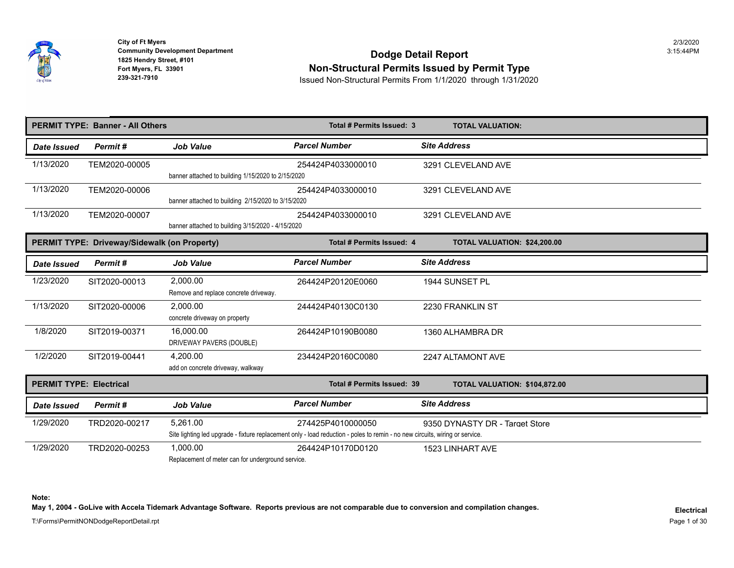City of Ft Myers
Community Development Department
1825 Hendry Street, #101
Fort Myers, FL 33901
239-321-7910

2/3/2020
3:15:44PM

# Dodge Detail Report
## Non-Structural Permits Issued by Permit Type
Issued Non-Structural Permits From 1/1/2020 through 1/31/2020

**PERMIT TYPE: Banner - All Others** — **Total # Permits Issued: 3** — **TOTAL VALUATION:**

| Date Issued | Permit # | Job Value | Parcel Number | Site Address |
|---|---|---|---|---|
| 1/13/2020 | TEM2020-00005 | banner attached to building 1/15/2020 to 2/15/2020 | 254424P4033000010 | 3291 CLEVELAND AVE |
| 1/13/2020 | TEM2020-00006 | banner attached to building 2/15/2020 to 3/15/2020 | 254424P4033000010 | 3291 CLEVELAND AVE |
| 1/13/2020 | TEM2020-00007 | banner attached to building 3/15/2020 - 4/15/2020 | 254424P4033000010 | 3291 CLEVELAND AVE |

**PERMIT TYPE: Driveway/Sidewalk (on Property)** — **Total # Permits Issued: 4** — **TOTAL VALUATION: $24,200.00**

| Date Issued | Permit # | Job Value | Parcel Number | Site Address |
|---|---|---|---|---|
| 1/23/2020 | SIT2020-00013 | 2,000.00<br>Remove and replace concrete driveway. | 264424P20120E0060 | 1944 SUNSET PL |
| 1/13/2020 | SIT2020-00006 | 2,000.00<br>concrete driveway on property | 244424P40130C0130 | 2230 FRANKLIN ST |
| 1/8/2020 | SIT2019-00371 | 16,000.00<br>DRIVEWAY PAVERS (DOUBLE) | 264424P10190B0080 | 1360 ALHAMBRA DR |
| 1/2/2020 | SIT2019-00441 | 4,200.00<br>add on concrete driveway, walkway | 234424P20160C0080 | 2247 ALTAMONT AVE |

**PERMIT TYPE: Electrical** — **Total # Permits Issued: 39** — **TOTAL VALUATION: $104,872.00**

| Date Issued | Permit # | Job Value | Parcel Number | Site Address |
|---|---|---|---|---|
| 1/29/2020 | TRD2020-00217 | 5,261.00<br>Site lighting led upgrade - fixture replacement only - load reduction - poles to remin - no new circuits, wiring or service. | 274425P4010000050 | 9350 DYNASTY DR - Target Store |
| 1/29/2020 | TRD2020-00253 | 1,000.00<br>Replacement of meter can for underground service. | 264424P10170D0120 | 1523 LINHART AVE |

**Note:**
**May 1, 2004 - GoLive with Accela Tidemark Advantage Software. Reports previous are not comparable due to conversion and compilation changes.**

T:\Forms\PermitNONDodgeReportDetail.rpt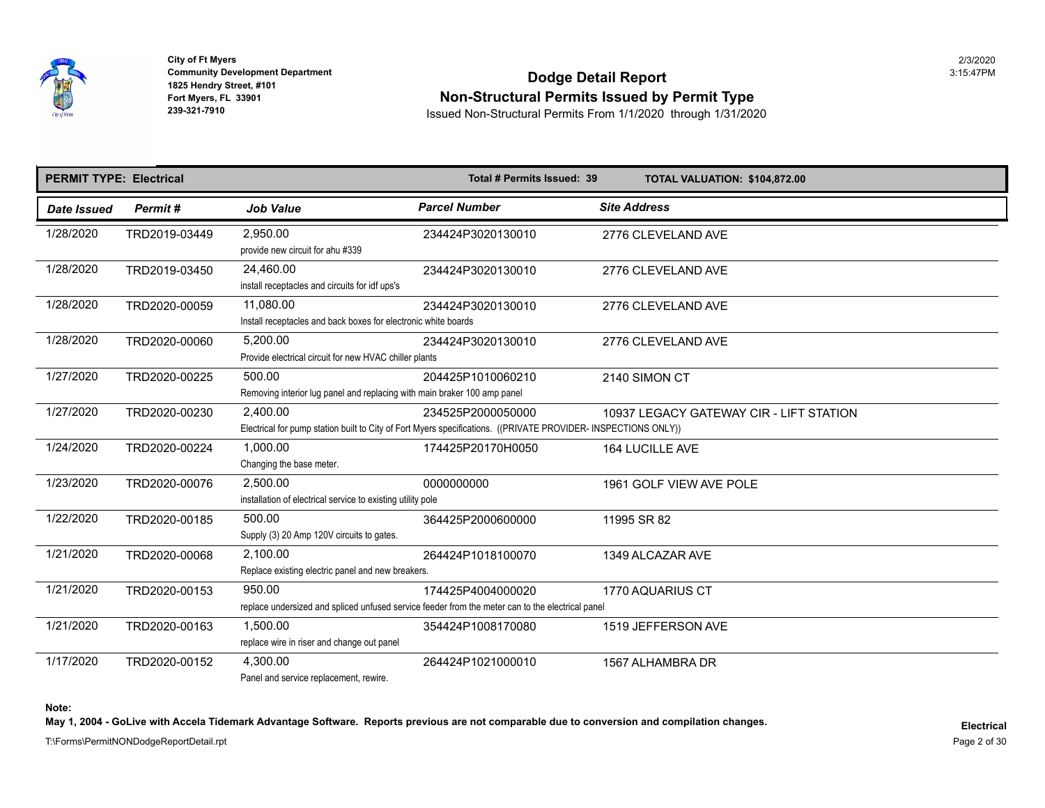City of Ft Myers
Community Development Department
1825 Hendry Street, #101
Fort Myers, FL 33901
239-321-7910

2/3/2020
3:15:47PM

# Dodge Detail Report
## Non-Structural Permits Issued by Permit Type
Issued Non-Structural Permits From 1/1/2020 through 1/31/2020

**PERMIT TYPE: Electrical** | **Total # Permits Issued: 39** | **TOTAL VALUATION: $104,872.00**

| Date Issued | Permit # | Job Value | Parcel Number | Site Address |
|---|---|---|---|---|
| 1/28/2020 | TRD2019-03449 | 2,950.00<br>provide new circuit for ahu #339 | 234424P3020130010 | 2776 CLEVELAND AVE |
| 1/28/2020 | TRD2019-03450 | 24,460.00<br>install receptacles and circuits for idf ups's | 234424P3020130010 | 2776 CLEVELAND AVE |
| 1/28/2020 | TRD2020-00059 | 11,080.00<br>Install receptacles and back boxes for electronic white boards | 234424P3020130010 | 2776 CLEVELAND AVE |
| 1/28/2020 | TRD2020-00060 | 5,200.00<br>Provide electrical circuit for new HVAC chiller plants | 234424P3020130010 | 2776 CLEVELAND AVE |
| 1/27/2020 | TRD2020-00225 | 500.00<br>Removing interior lug panel and replacing with main braker 100 amp panel | 204425P1010060210 | 2140 SIMON CT |
| 1/27/2020 | TRD2020-00230 | 2,400.00<br>Electrical for pump station built to City of Fort Myers specifications. ((PRIVATE PROVIDER- INSPECTIONS ONLY)) | 234525P2000050000 | 10937 LEGACY GATEWAY CIR - LIFT STATION |
| 1/24/2020 | TRD2020-00224 | 1,000.00<br>Changing the base meter. | 174425P20170H0050 | 164 LUCILLE AVE |
| 1/23/2020 | TRD2020-00076 | 2,500.00<br>installation of electrical service to existing utility pole | 0000000000 | 1961 GOLF VIEW AVE POLE |
| 1/22/2020 | TRD2020-00185 | 500.00<br>Supply (3) 20 Amp 120V circuits to gates. | 364425P2000600000 | 11995 SR 82 |
| 1/21/2020 | TRD2020-00068 | 2,100.00<br>Replace existing electric panel and new breakers. | 264424P1018100070 | 1349 ALCAZAR AVE |
| 1/21/2020 | TRD2020-00153 | 950.00<br>replace undersized and spliced unfused service feeder from the meter can to the electrical panel | 174425P4004000020 | 1770 AQUARIUS CT |
| 1/21/2020 | TRD2020-00163 | 1,500.00<br>replace wire in riser and change out panel | 354424P1008170080 | 1519 JEFFERSON AVE |
| 1/17/2020 | TRD2020-00152 | 4,300.00<br>Panel and service replacement, rewire. | 264424P1021000010 | 1567 ALHAMBRA DR |

**Note:**
**May 1, 2004 - GoLive with Accela Tidemark Advantage Software. Reports previous are not comparable due to conversion and compilation changes.**

T:\Forms\PermitNONDodgeReportDetail.rpt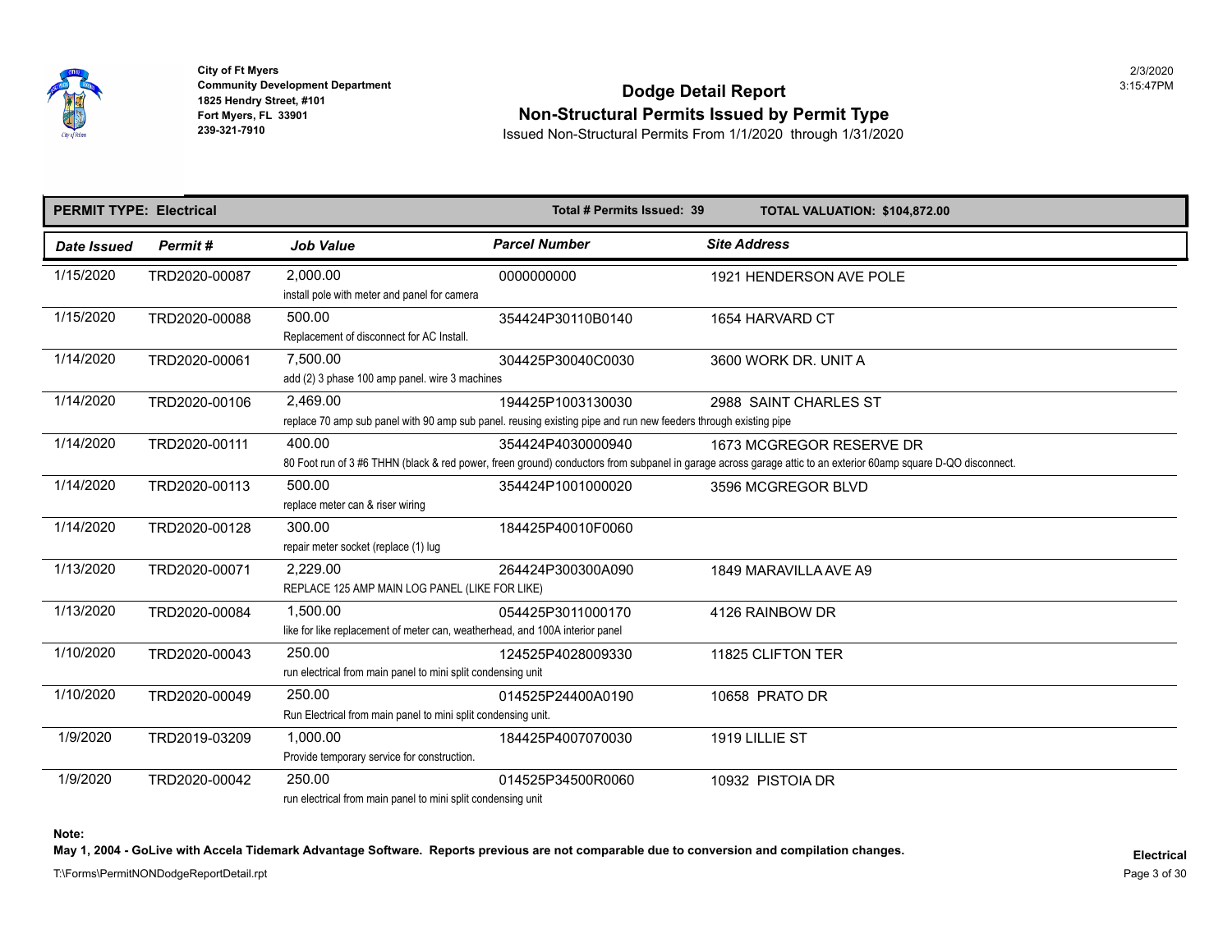City of Ft Myers
Community Development Department
1825 Hendry Street, #101
Fort Myers, FL 33901
239-321-7910

2/3/2020
3:15:47PM

# Dodge Detail Report
## Non-Structural Permits Issued by Permit Type
Issued Non-Structural Permits From 1/1/2020 through 1/31/2020

**PERMIT TYPE: Electrical** | **Total # Permits Issued: 39** | **TOTAL VALUATION: $104,872.00**

| Date Issued | Permit # | Job Value | Parcel Number | Site Address |
|---|---|---|---|---|
| 1/15/2020 | TRD2020-00087 | 2,000.00<br>install pole with meter and panel for camera | 0000000000 | 1921 HENDERSON AVE POLE |
| 1/15/2020 | TRD2020-00088 | 500.00<br>Replacement of disconnect for AC Install. | 354424P30110B0140 | 1654 HARVARD CT |
| 1/14/2020 | TRD2020-00061 | 7,500.00<br>add (2) 3 phase 100 amp panel. wire 3 machines | 304425P30040C0030 | 3600 WORK DR. UNIT A |
| 1/14/2020 | TRD2020-00106 | 2,469.00<br>replace 70 amp sub panel with 90 amp sub panel. reusing existing pipe and run new feeders through existing pipe | 194425P1003130030 | 2988 SAINT CHARLES ST |
| 1/14/2020 | TRD2020-00111 | 400.00<br>80 Foot run of 3 #6 THHN (black & red power, freen ground) conductors from subpanel in garage across garage attic to an exterior 60amp square D-QO disconnect. | 354424P4030000940 | 1673 MCGREGOR RESERVE DR |
| 1/14/2020 | TRD2020-00113 | 500.00<br>replace meter can & riser wiring | 354424P1001000020 | 3596 MCGREGOR BLVD |
| 1/14/2020 | TRD2020-00128 | 300.00<br>repair meter socket (replace (1) lug | 184425P40010F0060 | |
| 1/13/2020 | TRD2020-00071 | 2,229.00<br>REPLACE 125 AMP MAIN LOG PANEL (LIKE FOR LIKE) | 264424P300300A090 | 1849 MARAVILLA AVE A9 |
| 1/13/2020 | TRD2020-00084 | 1,500.00<br>like for like replacement of meter can, weatherhead, and 100A interior panel | 054425P3011000170 | 4126 RAINBOW DR |
| 1/10/2020 | TRD2020-00043 | 250.00<br>run electrical from main panel to mini split condensing unit | 124525P4028009330 | 11825 CLIFTON TER |
| 1/10/2020 | TRD2020-00049 | 250.00<br>Run Electrical from main panel to mini split condensing unit. | 014525P24400A0190 | 10658 PRATO DR |
| 1/9/2020 | TRD2019-03209 | 1,000.00<br>Provide temporary service for construction. | 184425P4007070030 | 1919 LILLIE ST |
| 1/9/2020 | TRD2020-00042 | 250.00<br>run electrical from main panel to mini split condensing unit | 014525P34500R0060 | 10932 PISTOIA DR |

**Note:**
**May 1, 2004 - GoLive with Accela Tidemark Advantage Software. Reports previous are not comparable due to conversion and compilation changes.**

T:\Forms\PermitNONDodgeReportDetail.rpt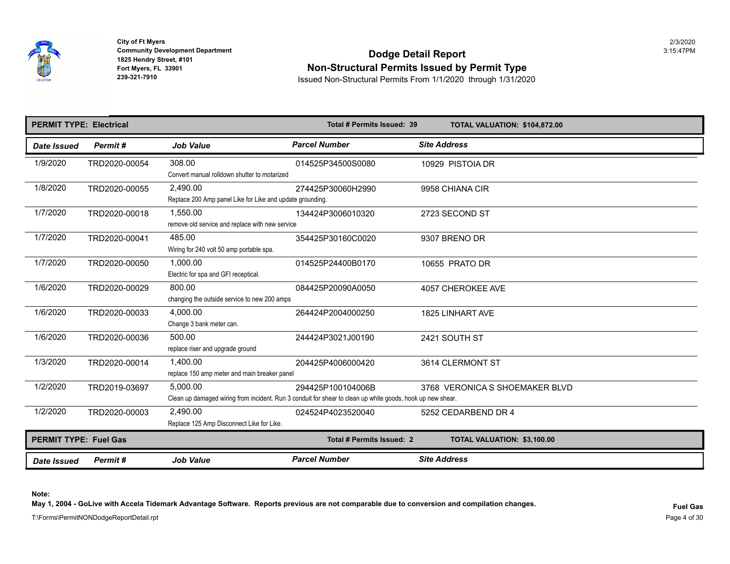**City of Ft Myers**
**Community Development Department**
**1825 Hendry Street, #101**
**Fort Myers, FL 33901**
**239-321-7910**

2/3/2020
3:15:47PM

# Dodge Detail Report
## Non-Structural Permits Issued by Permit Type

Issued Non-Structural Permits From 1/1/2020 through 1/31/2020

**PERMIT TYPE: Electrical** — **Total # Permits Issued: 39** — **TOTAL VALUATION: $104,872.00**

| Date Issued | Permit # | Job Value | Parcel Number | Site Address |
|---|---|---|---|---|
| 1/9/2020 | TRD2020-00054 | 308.00<br>Convert manual rolldown shutter to motarized | 014525P34500S0080 | 10929 PISTOIA DR |
| 1/8/2020 | TRD2020-00055 | 2,490.00<br>Replace 200 Amp panel Like for Like and update grounding. | 274425P30060H2990 | 9958 CHIANA CIR |
| 1/7/2020 | TRD2020-00018 | 1,550.00<br>remove old service and replace with new service | 134424P3006010320 | 2723 SECOND ST |
| 1/7/2020 | TRD2020-00041 | 485.00<br>Wiring for 240 volt 50 amp portable spa. | 354425P30160C0020 | 9307 BRENO DR |
| 1/7/2020 | TRD2020-00050 | 1,000.00<br>Electric for spa and GFI receptical. | 014525P24400B0170 | 10655 PRATO DR |
| 1/6/2020 | TRD2020-00029 | 800.00<br>changing the outside service to new 200 amps | 084425P20090A0050 | 4057 CHEROKEE AVE |
| 1/6/2020 | TRD2020-00033 | 4,000.00<br>Change 3 bank meter can. | 264424P2004000250 | 1825 LINHART AVE |
| 1/6/2020 | TRD2020-00036 | 500.00<br>replace riser and upgrade ground | 244424P3021J00190 | 2421 SOUTH ST |
| 1/3/2020 | TRD2020-00014 | 1,400.00<br>replace 150 amp meter and main breaker panel | 204425P4006000420 | 3614 CLERMONT ST |
| 1/2/2020 | TRD2019-03697 | 5,000.00<br>Clean up damaged wiring from incident. Run 3 conduit for shear to clean up white goods, hook up new shear. | 294425P100104006B | 3768 VERONICA S SHOEMAKER BLVD |
| 1/2/2020 | TRD2020-00003 | 2,490.00<br>Replace 125 Amp Disconnect Like for Like. | 024524P4023520040 | 5252 CEDARBEND DR 4 |

**PERMIT TYPE: Fuel Gas** — **Total # Permits Issued: 2** — **TOTAL VALUATION: $3,100.00**

| Date Issued | Permit # | Job Value | Parcel Number | Site Address |
|---|---|---|---|---|

**Note:**
**May 1, 2004 - GoLive with Accela Tidemark Advantage Software. Reports previous are not comparable due to conversion and compilation changes.**

**Fuel Gas**

T:\Forms\PermitNONDodgeReportDetail.rpt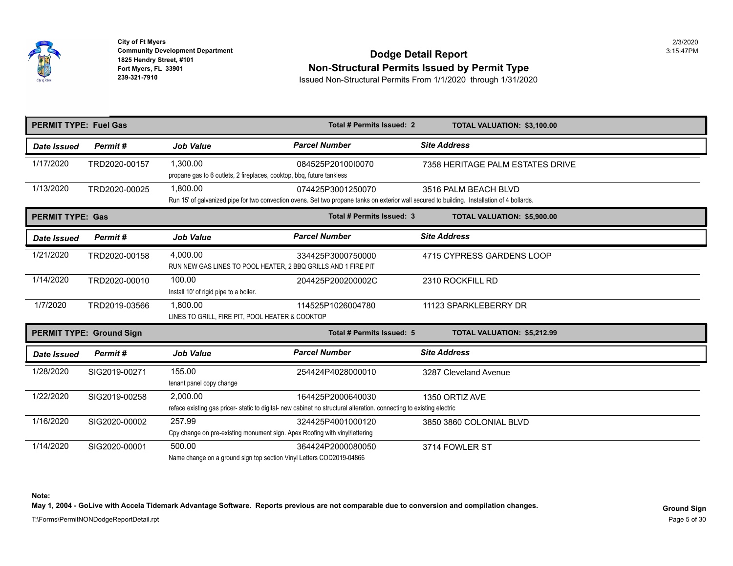City of Ft Myers
Community Development Department
1825 Hendry Street, #101
Fort Myers, FL 33901
239-321-7910

# Dodge Detail Report
## Non-Structural Permits Issued by Permit Type
Issued Non-Structural Permits From 1/1/2020 through 1/31/2020

2/3/2020
3:15:47PM

**PERMIT TYPE: Fuel Gas** — Total # Permits Issued: 2 — TOTAL VALUATION: $3,100.00

| Date Issued | Permit # | Job Value | Parcel Number | Site Address |
|---|---|---|---|---|
| 1/17/2020 | TRD2020-00157 | 1,300.00 | 084525P20100I0070 | 7358 HERITAGE PALM ESTATES DRIVE |
| | | propane gas to 6 outlets, 2 fireplaces, cooktop, bbq, future tankless | | |
| 1/13/2020 | TRD2020-00025 | 1,800.00 | 074425P3001250070 | 3516 PALM BEACH BLVD |
| | | Run 15' of galvanized pipe for two convection ovens. Set two propane tanks on exterior wall secured to building. Installation of 4 bollards. | | |

**PERMIT TYPE: Gas** — Total # Permits Issued: 3 — TOTAL VALUATION: $5,900.00

| Date Issued | Permit # | Job Value | Parcel Number | Site Address |
|---|---|---|---|---|
| 1/21/2020 | TRD2020-00158 | 4,000.00 | 334425P3000750000 | 4715 CYPRESS GARDENS LOOP |
| | | RUN NEW GAS LINES TO POOL HEATER, 2 BBQ GRILLS AND 1 FIRE PIT | | |
| 1/14/2020 | TRD2020-00010 | 100.00 | 204425P200200002C | 2310 ROCKFILL RD |
| | | Install 10' of rigid pipe to a boiler. | | |
| 1/7/2020 | TRD2019-03566 | 1,800.00 | 114525P1026004780 | 11123 SPARKLEBERRY DR |
| | | LINES TO GRILL, FIRE PIT, POOL HEATER & COOKTOP | | |

**PERMIT TYPE: Ground Sign** — Total # Permits Issued: 5 — TOTAL VALUATION: $5,212.99

| Date Issued | Permit # | Job Value | Parcel Number | Site Address |
|---|---|---|---|---|
| 1/28/2020 | SIG2019-00271 | 155.00 | 254424P4028000010 | 3287 Cleveland Avenue |
| | | tenant panel copy change | | |
| 1/22/2020 | SIG2019-00258 | 2,000.00 | 164425P2000640030 | 1350 ORTIZ AVE |
| | | reface existing gas pricer- static to digital- new cabinet no structural alteration. connecting to existing electric | | |
| 1/16/2020 | SIG2020-00002 | 257.99 | 324425P4001000120 | 3850 3860 COLONIAL BLVD |
| | | Cpy change on pre-existing monument sign. Apex Roofing with vinyl/lettering | | |
| 1/14/2020 | SIG2020-00001 | 500.00 | 364424P2000080050 | 3714 FOWLER ST |
| | | Name change on a ground sign top section Vinyl Letters COD2019-04866 | | |

**Note:**
**May 1, 2004 - GoLive with Accela Tidemark Advantage Software. Reports previous are not comparable due to conversion and compilation changes.**

T:\Forms\PermitNONDodgeReportDetail.rpt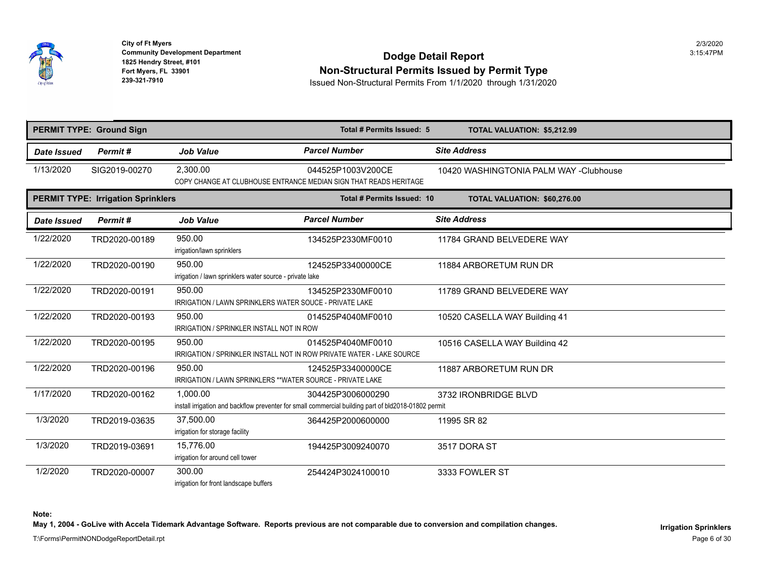City of Ft Myers
Community Development Department
1825 Hendry Street, #101
Fort Myers, FL 33901
239-321-7910

2/3/2020
3:15:47PM

# Dodge Detail Report
## Non-Structural Permits Issued by Permit Type
Issued Non-Structural Permits From 1/1/2020 through 1/31/2020

**PERMIT TYPE: Ground Sign** — **Total # Permits Issued: 5** — **TOTAL VALUATION: $5,212.99**

| Date Issued | Permit # | Job Value | Parcel Number | Site Address |
|---|---|---|---|---|
| 1/13/2020 | SIG2019-00270 | 2,300.00<br>COPY CHANGE AT CLUBHOUSE ENTRANCE MEDIAN SIGN THAT READS HERITAGE | 044525P1003V200CE | 10420 WASHINGTONIA PALM WAY -Clubhouse |

**PERMIT TYPE: Irrigation Sprinklers** — **Total # Permits Issued: 10** — **TOTAL VALUATION: $60,276.00**

| Date Issued | Permit # | Job Value | Parcel Number | Site Address |
|---|---|---|---|---|
| 1/22/2020 | TRD2020-00189 | 950.00<br>irrigation/lawn sprinklers | 134525P2330MF0010 | 11784 GRAND BELVEDERE WAY |
| 1/22/2020 | TRD2020-00190 | 950.00<br>irrigation / lawn sprinklers water source - private lake | 124525P33400000CE | 11884 ARBORETUM RUN DR |
| 1/22/2020 | TRD2020-00191 | 950.00<br>IRRIGATION / LAWN SPRINKLERS WATER SOUCE - PRIVATE LAKE | 134525P2330MF0010 | 11789 GRAND BELVEDERE WAY |
| 1/22/2020 | TRD2020-00193 | 950.00<br>IRRIGATION / SPRINKLER INSTALL NOT IN ROW | 014525P4040MF0010 | 10520 CASELLA WAY Building 41 |
| 1/22/2020 | TRD2020-00195 | 950.00<br>IRRIGATION / SPRINKLER INSTALL NOT IN ROW PRIVATE WATER - LAKE SOURCE | 014525P4040MF0010 | 10516 CASELLA WAY Building 42 |
| 1/22/2020 | TRD2020-00196 | 950.00<br>IRRIGATION / LAWN SPRINKLERS **WATER SOURCE - PRIVATE LAKE | 124525P33400000CE | 11887 ARBORETUM RUN DR |
| 1/17/2020 | TRD2020-00162 | 1,000.00<br>install irrigation and backflow preventer for small commercial building part of bld2018-01802 permit | 304425P3006000290 | 3732 IRONBRIDGE BLVD |
| 1/3/2020 | TRD2019-03635 | 37,500.00<br>irrigation for storage facility | 364425P2000600000 | 11995 SR 82 |
| 1/3/2020 | TRD2019-03691 | 15,776.00<br>irrigation for around cell tower | 194425P3009240070 | 3517 DORA ST |
| 1/2/2020 | TRD2020-00007 | 300.00<br>irrigation for front landscape buffers | 254424P3024100010 | 3333 FOWLER ST |

**Note:**
**May 1, 2004 - GoLive with Accela Tidemark Advantage Software. Reports previous are not comparable due to conversion and compilation changes.**

**Irrigation Sprinklers**

T:\Forms\PermitNONDodgeReportDetail.rpt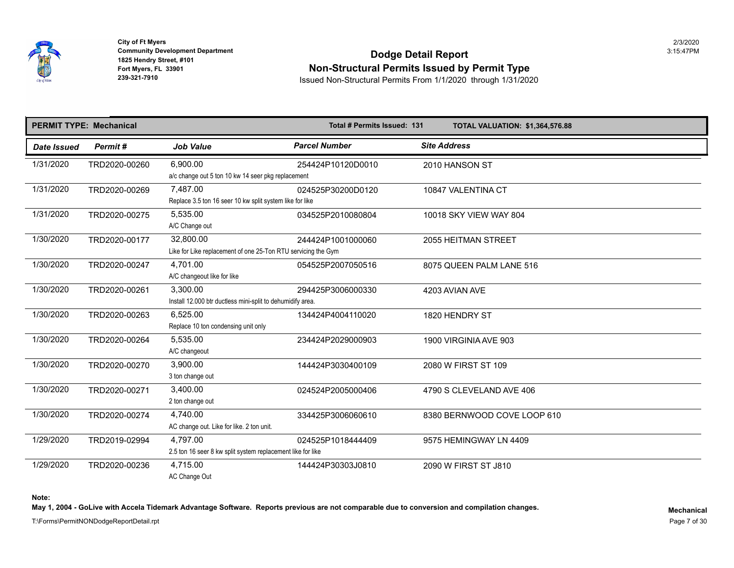City of Ft Myers
Community Development Department
1825 Hendry Street, #101
Fort Myers, FL 33901
239-321-7910

2/3/2020
3:15:47PM

# Dodge Detail Report
## Non-Structural Permits Issued by Permit Type
Issued Non-Structural Permits From 1/1/2020 through 1/31/2020

**PERMIT TYPE: Mechanical** | **Total # Permits Issued: 131** | **TOTAL VALUATION: $1,364,576.88**

| Date Issued | Permit # | Job Value | Parcel Number | Site Address |
|---|---|---|---|---|
| 1/31/2020 | TRD2020-00260 | 6,900.00<br>a/c change out 5 ton 10 kw 14 seer pkg replacement | 254424P10120D0010 | 2010 HANSON ST |
| 1/31/2020 | TRD2020-00269 | 7,487.00<br>Replace 3.5 ton 16 seer 10 kw split system like for like | 024525P30200D0120 | 10847 VALENTINA CT |
| 1/31/2020 | TRD2020-00275 | 5,535.00<br>A/C Change out | 034525P2010080804 | 10018 SKY VIEW WAY 804 |
| 1/30/2020 | TRD2020-00177 | 32,800.00<br>Like for Like replacement of one 25-Ton RTU servicing the Gym | 244424P1001000060 | 2055 HEITMAN STREET |
| 1/30/2020 | TRD2020-00247 | 4,701.00<br>A/C changeout like for like | 054525P2007050516 | 8075 QUEEN PALM LANE 516 |
| 1/30/2020 | TRD2020-00261 | 3,300.00<br>Install 12.000 btr ductless mini-split to dehumidify area. | 294425P3006000330 | 4203 AVIAN AVE |
| 1/30/2020 | TRD2020-00263 | 6,525.00<br>Replace 10 ton condensing unit only | 134424P4004110020 | 1820 HENDRY ST |
| 1/30/2020 | TRD2020-00264 | 5,535.00<br>A/C changeout | 234424P2029000903 | 1900 VIRGINIA AVE 903 |
| 1/30/2020 | TRD2020-00270 | 3,900.00<br>3 ton change out | 144424P3030400109 | 2080 W FIRST ST 109 |
| 1/30/2020 | TRD2020-00271 | 3,400.00<br>2 ton change out | 024524P2005000406 | 4790 S CLEVELAND AVE 406 |
| 1/30/2020 | TRD2020-00274 | 4,740.00<br>AC change out. Like for like. 2 ton unit. | 334425P3006060610 | 8380 BERNWOOD COVE LOOP 610 |
| 1/29/2020 | TRD2019-02994 | 4,797.00<br>2.5 ton 16 seer 8 kw split system replacement like for like | 024525P1018444409 | 9575 HEMINGWAY LN 4409 |
| 1/29/2020 | TRD2020-00236 | 4,715.00<br>AC Change Out | 144424P30303J0810 | 2090 W FIRST ST J810 |

**Note:**
**May 1, 2004 - GoLive with Accela Tidemark Advantage Software. Reports previous are not comparable due to conversion and compilation changes.**

**Mechanical**

T:\Forms\PermitNONDodgeReportDetail.rpt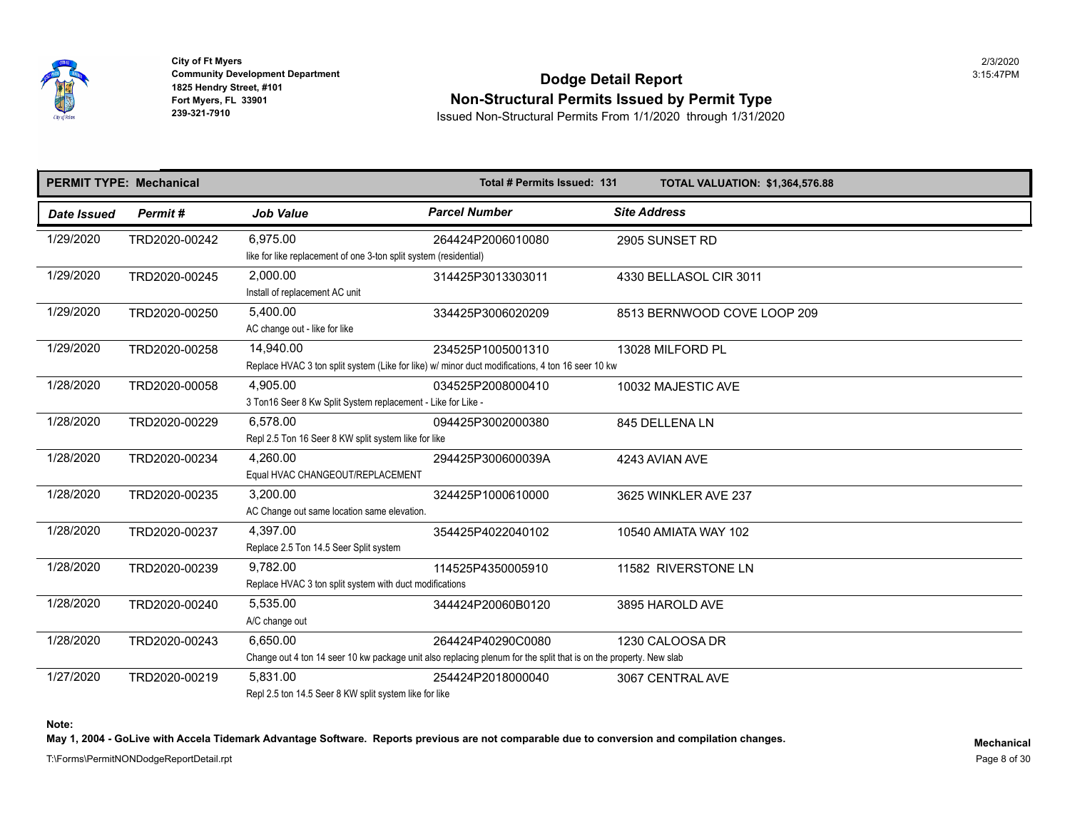City of Ft Myers
Community Development Department
1825 Hendry Street, #101
Fort Myers, FL 33901
239-321-7910

2/3/2020
3:15:47PM

# Dodge Detail Report
## Non-Structural Permits Issued by Permit Type

Issued Non-Structural Permits From 1/1/2020 through 1/31/2020

**PERMIT TYPE: Mechanical** | **Total # Permits Issued: 131** | **TOTAL VALUATION: $1,364,576.88**

| Date Issued | Permit # | Job Value | Parcel Number | Site Address |
|---|---|---|---|---|
| 1/29/2020 | TRD2020-00242 | 6,975.00<br>like for like replacement of one 3-ton split system (residential) | 264424P2006010080 | 2905 SUNSET RD |
| 1/29/2020 | TRD2020-00245 | 2,000.00<br>Install of replacement AC unit | 314425P3013303011 | 4330 BELLASOL CIR 3011 |
| 1/29/2020 | TRD2020-00250 | 5,400.00<br>AC change out - like for like | 334425P3006020209 | 8513 BERNWOOD COVE LOOP 209 |
| 1/29/2020 | TRD2020-00258 | 14,940.00<br>Replace HVAC 3 ton split system (Like for like) w/ minor duct modifications, 4 ton 16 seer 10 kw | 234525P1005001310 | 13028 MILFORD PL |
| 1/28/2020 | TRD2020-00058 | 4,905.00<br>3 Ton16 Seer 8 Kw Split System replacement - Like for Like - | 034525P2008000410 | 10032 MAJESTIC AVE |
| 1/28/2020 | TRD2020-00229 | 6,578.00<br>Repl 2.5 Ton 16 Seer 8 KW split system like for like | 094425P3002000380 | 845 DELLENA LN |
| 1/28/2020 | TRD2020-00234 | 4,260.00<br>Equal HVAC CHANGEOUT/REPLACEMENT | 294425P300600039A | 4243 AVIAN AVE |
| 1/28/2020 | TRD2020-00235 | 3,200.00<br>AC Change out same location same elevation. | 324425P1000610000 | 3625 WINKLER AVE 237 |
| 1/28/2020 | TRD2020-00237 | 4,397.00<br>Replace 2.5 Ton 14.5 Seer Split system | 354425P4022040102 | 10540 AMIATA WAY 102 |
| 1/28/2020 | TRD2020-00239 | 9,782.00<br>Replace HVAC 3 ton split system with duct modifications | 114525P4350005910 | 11582 RIVERSTONE LN |
| 1/28/2020 | TRD2020-00240 | 5,535.00<br>A/C change out | 344424P20060B0120 | 3895 HAROLD AVE |
| 1/28/2020 | TRD2020-00243 | 6,650.00<br>Change out 4 ton 14 seer 10 kw package unit also replacing plenum for the split that is on the property. New slab | 264424P40290C0080 | 1230 CALOOSA DR |
| 1/27/2020 | TRD2020-00219 | 5,831.00<br>Repl 2.5 ton 14.5 Seer 8 KW split system like for like | 254424P2018000040 | 3067 CENTRAL AVE |

**Note:**

**May 1, 2004 - GoLive with Accela Tidemark Advantage Software. Reports previous are not comparable due to conversion and compilation changes.**

**Mechanical**

T:\Forms\PermitNONDodgeReportDetail.rpt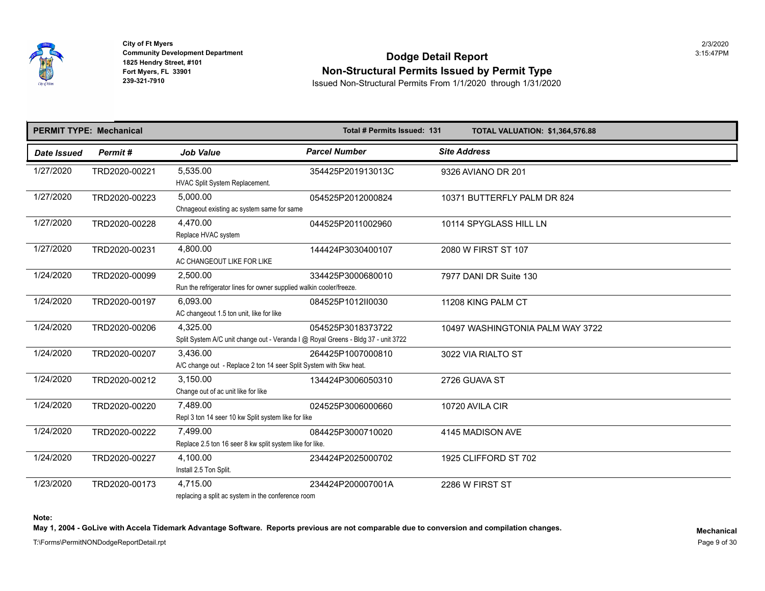City of Ft Myers
Community Development Department
1825 Hendry Street, #101
Fort Myers, FL 33901
239-321-7910

# Dodge Detail Report
## Non-Structural Permits Issued by Permit Type
Issued Non-Structural Permits From 1/1/2020 through 1/31/2020

2/3/2020
3:15:47PM

**PERMIT TYPE: Mechanical** — **Total # Permits Issued: 131** — **TOTAL VALUATION: $1,364,576.88**

| Date Issued | Permit # | Job Value | Parcel Number | Site Address |
|---|---|---|---|---|
| 1/27/2020 | TRD2020-00221 | 5,535.00<br>HVAC Split System Replacement. | 354425P201913013C | 9326 AVIANO DR 201 |
| 1/27/2020 | TRD2020-00223 | 5,000.00<br>Chnageout existing ac system same for same | 054525P2012000824 | 10371 BUTTERFLY PALM DR 824 |
| 1/27/2020 | TRD2020-00228 | 4,470.00<br>Replace HVAC system | 044525P2011002960 | 10114 SPYGLASS HILL LN |
| 1/27/2020 | TRD2020-00231 | 4,800.00<br>AC CHANGEOUT LIKE FOR LIKE | 144424P3030400107 | 2080 W FIRST ST 107 |
| 1/24/2020 | TRD2020-00099 | 2,500.00<br>Run the refrigerator lines for owner supplied walkin cooler/freeze. | 334425P3000680010 | 7977 DANI DR Suite 130 |
| 1/24/2020 | TRD2020-00197 | 6,093.00<br>AC changeout 1.5 ton unit, like for like | 084525P1012II0030 | 11208 KING PALM CT |
| 1/24/2020 | TRD2020-00206 | 4,325.00<br>Split System A/C unit change out - Veranda I @ Royal Greens - Bldg 37 - unit 3722 | 054525P3018373722 | 10497 WASHINGTONIA PALM WAY 3722 |
| 1/24/2020 | TRD2020-00207 | 3,436.00<br>A/C change out - Replace 2 ton 14 seer Split System with 5kw heat. | 264425P1007000810 | 3022 VIA RIALTO ST |
| 1/24/2020 | TRD2020-00212 | 3,150.00<br>Change out of ac unit like for like | 134424P3006050310 | 2726 GUAVA ST |
| 1/24/2020 | TRD2020-00220 | 7,489.00<br>Repl 3 ton 14 seer 10 kw Split system like for like | 024525P3006000660 | 10720 AVILA CIR |
| 1/24/2020 | TRD2020-00222 | 7,499.00<br>Replace 2.5 ton 16 seer 8 kw split system like for like. | 084425P3000710020 | 4145 MADISON AVE |
| 1/24/2020 | TRD2020-00227 | 4,100.00<br>Install 2.5 Ton Split. | 234424P2025000702 | 1925 CLIFFORD ST 702 |
| 1/23/2020 | TRD2020-00173 | 4,715.00<br>replacing a split ac system in the conference room | 234424P200007001A | 2286 W FIRST ST |

**Note:**
**May 1, 2004 - GoLive with Accela Tidemark Advantage Software. Reports previous are not comparable due to conversion and compilation changes.**

**Mechanical**

T:\Forms\PermitNONDodgeReportDetail.rpt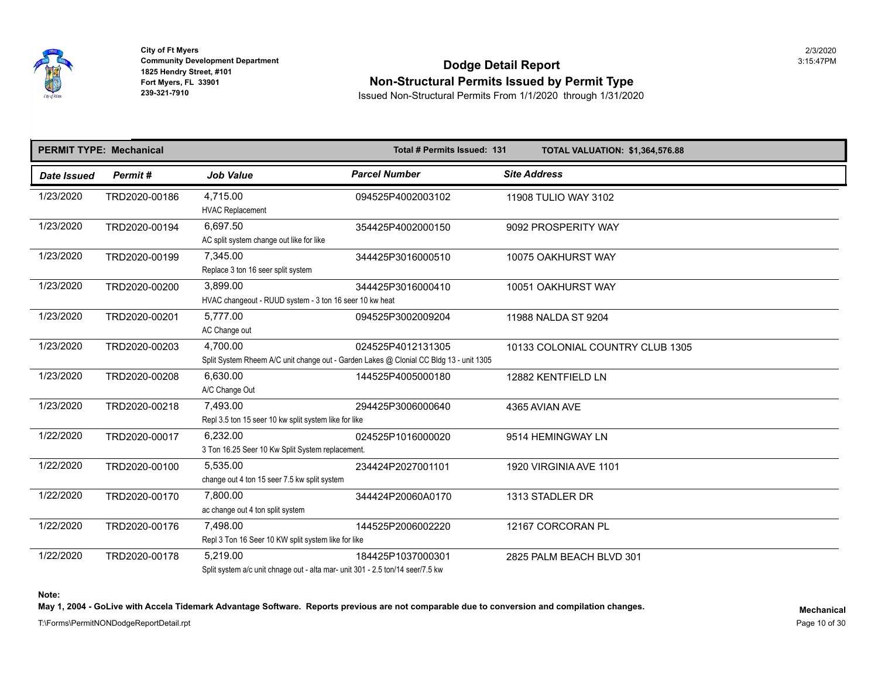City of Ft Myers
Community Development Department
1825 Hendry Street, #101
Fort Myers, FL 33901
239-321-7910

# Dodge Detail Report
## Non-Structural Permits Issued by Permit Type
Issued Non-Structural Permits From 1/1/2020 through 1/31/2020

**PERMIT TYPE: Mechanical** | **Total # Permits Issued: 131** | **TOTAL VALUATION: $1,364,576.88**

| Date Issued | Permit # | Job Value | Parcel Number | Site Address |
|---|---|---|---|---|
| 1/23/2020 | TRD2020-00186 | 4,715.00<br>HVAC Replacement | 094525P4002003102 | 11908 TULIO WAY 3102 |
| 1/23/2020 | TRD2020-00194 | 6,697.50<br>AC split system change out like for like | 354425P4002000150 | 9092 PROSPERITY WAY |
| 1/23/2020 | TRD2020-00199 | 7,345.00<br>Replace 3 ton 16 seer split system | 344425P3016000510 | 10075 OAKHURST WAY |
| 1/23/2020 | TRD2020-00200 | 3,899.00<br>HVAC changeout - RUUD system - 3 ton 16 seer 10 kw heat | 344425P3016000410 | 10051 OAKHURST WAY |
| 1/23/2020 | TRD2020-00201 | 5,777.00<br>AC Change out | 094525P3002009204 | 11988 NALDA ST 9204 |
| 1/23/2020 | TRD2020-00203 | 4,700.00<br>Split System Rheem A/C unit change out - Garden Lakes @ Clonial CC Bldg 13 - unit 1305 | 024525P4012131305 | 10133 COLONIAL COUNTRY CLUB 1305 |
| 1/23/2020 | TRD2020-00208 | 6,630.00<br>A/C Change Out | 144525P4005000180 | 12882 KENTFIELD LN |
| 1/23/2020 | TRD2020-00218 | 7,493.00<br>Repl 3.5 ton 15 seer 10 kw split system like for like | 294425P3006000640 | 4365 AVIAN AVE |
| 1/22/2020 | TRD2020-00017 | 6,232.00<br>3 Ton 16.25 Seer 10 Kw Split System replacement. | 024525P1016000020 | 9514 HEMINGWAY LN |
| 1/22/2020 | TRD2020-00100 | 5,535.00<br>change out 4 ton 15 seer 7.5 kw split system | 234424P2027001101 | 1920 VIRGINIA AVE 1101 |
| 1/22/2020 | TRD2020-00170 | 7,800.00<br>ac change out 4 ton split system | 344424P20060A0170 | 1313 STADLER DR |
| 1/22/2020 | TRD2020-00176 | 7,498.00<br>Repl 3 Ton 16 Seer 10 KW split system like for like | 144525P2006002220 | 12167 CORCORAN PL |
| 1/22/2020 | TRD2020-00178 | 5,219.00<br>Split system a/c unit chnage out - alta mar- unit 301 - 2.5 ton/14 seer/7.5 kw | 184425P1037000301 | 2825 PALM BEACH BLVD 301 |

**Note:**
**May 1, 2004 - GoLive with Accela Tidemark Advantage Software. Reports previous are not comparable due to conversion and compilation changes.**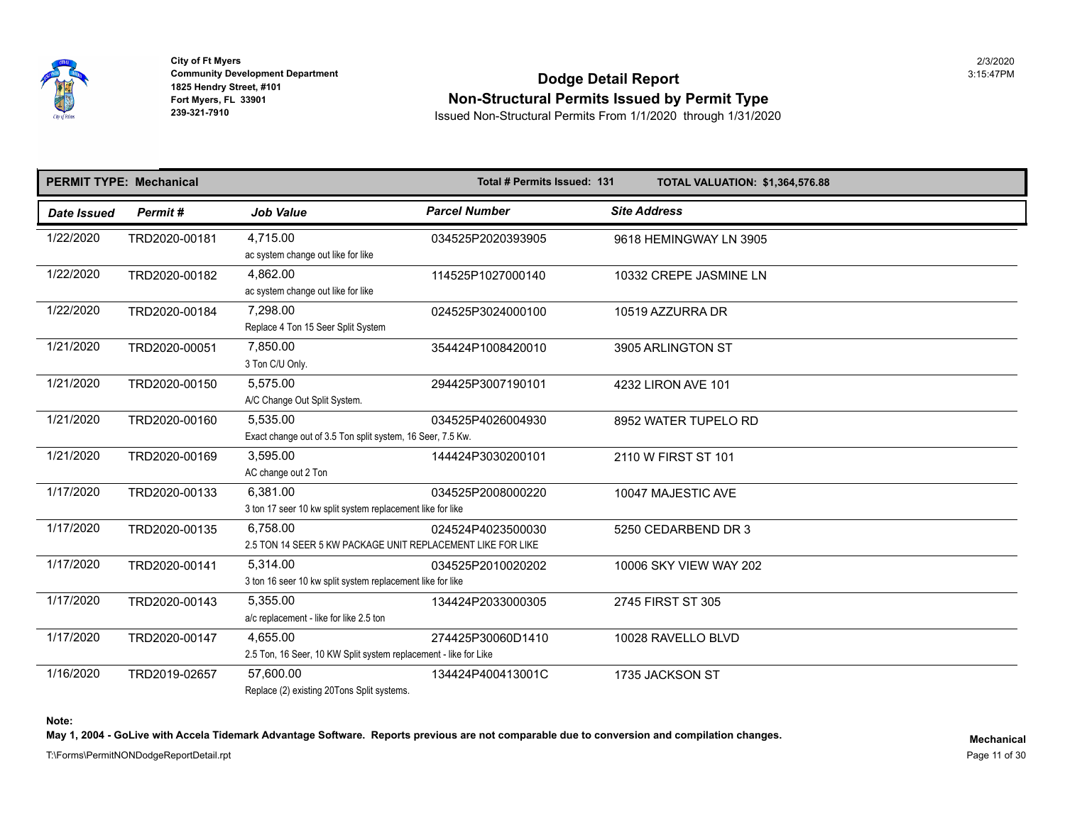**City of Ft Myers**
**Community Development Department**
**1825 Hendry Street, #101**
**Fort Myers, FL 33901**
**239-321-7910**

2/3/2020
3:15:47PM

# Dodge Detail Report

## Non-Structural Permits Issued by Permit Type

Issued Non-Structural Permits From 1/1/2020 through 1/31/2020

**PERMIT TYPE: Mechanical** | **Total # Permits Issued: 131** | **TOTAL VALUATION: $1,364,576.88**

| Date Issued | Permit # | Job Value | Parcel Number | Site Address |
|---|---|---|---|---|
| 1/22/2020 | TRD2020-00181 | 4,715.00<br>ac system change out like for like | 034525P2020393905 | 9618 HEMINGWAY LN 3905 |
| 1/22/2020 | TRD2020-00182 | 4,862.00<br>ac system change out like for like | 114525P1027000140 | 10332 CREPE JASMINE LN |
| 1/22/2020 | TRD2020-00184 | 7,298.00<br>Replace 4 Ton 15 Seer Split System | 024525P3024000100 | 10519 AZZURRA DR |
| 1/21/2020 | TRD2020-00051 | 7,850.00<br>3 Ton C/U Only. | 354424P1008420010 | 3905 ARLINGTON ST |
| 1/21/2020 | TRD2020-00150 | 5,575.00<br>A/C Change Out Split System. | 294425P3007190101 | 4232 LIRON AVE 101 |
| 1/21/2020 | TRD2020-00160 | 5,535.00<br>Exact change out of 3.5 Ton split system, 16 Seer, 7.5 Kw. | 034525P4026004930 | 8952 WATER TUPELO RD |
| 1/21/2020 | TRD2020-00169 | 3,595.00<br>AC change out 2 Ton | 144424P3030200101 | 2110 W FIRST ST 101 |
| 1/17/2020 | TRD2020-00133 | 6,381.00<br>3 ton 17 seer 10 kw split system replacement like for like | 034525P2008000220 | 10047 MAJESTIC AVE |
| 1/17/2020 | TRD2020-00135 | 6,758.00<br>2.5 TON 14 SEER 5 KW PACKAGE UNIT REPLACEMENT LIKE FOR LIKE | 024524P4023500030 | 5250 CEDARBEND DR 3 |
| 1/17/2020 | TRD2020-00141 | 5,314.00<br>3 ton 16 seer 10 kw split system replacement like for like | 034525P2010020202 | 10006 SKY VIEW WAY 202 |
| 1/17/2020 | TRD2020-00143 | 5,355.00<br>a/c replacement - like for like 2.5 ton | 134424P2033000305 | 2745 FIRST ST 305 |
| 1/17/2020 | TRD2020-00147 | 4,655.00<br>2.5 Ton, 16 Seer, 10 KW Split system replacement - like for Like | 274425P30060D1410 | 10028 RAVELLO BLVD |
| 1/16/2020 | TRD2019-02657 | 57,600.00<br>Replace (2) existing 20Tons Split systems. | 134424P400413001C | 1735 JACKSON ST |

**Note:**
**May 1, 2004 - GoLive with Accela Tidemark Advantage Software. Reports previous are not comparable due to conversion and compilation changes.**

**Mechanical**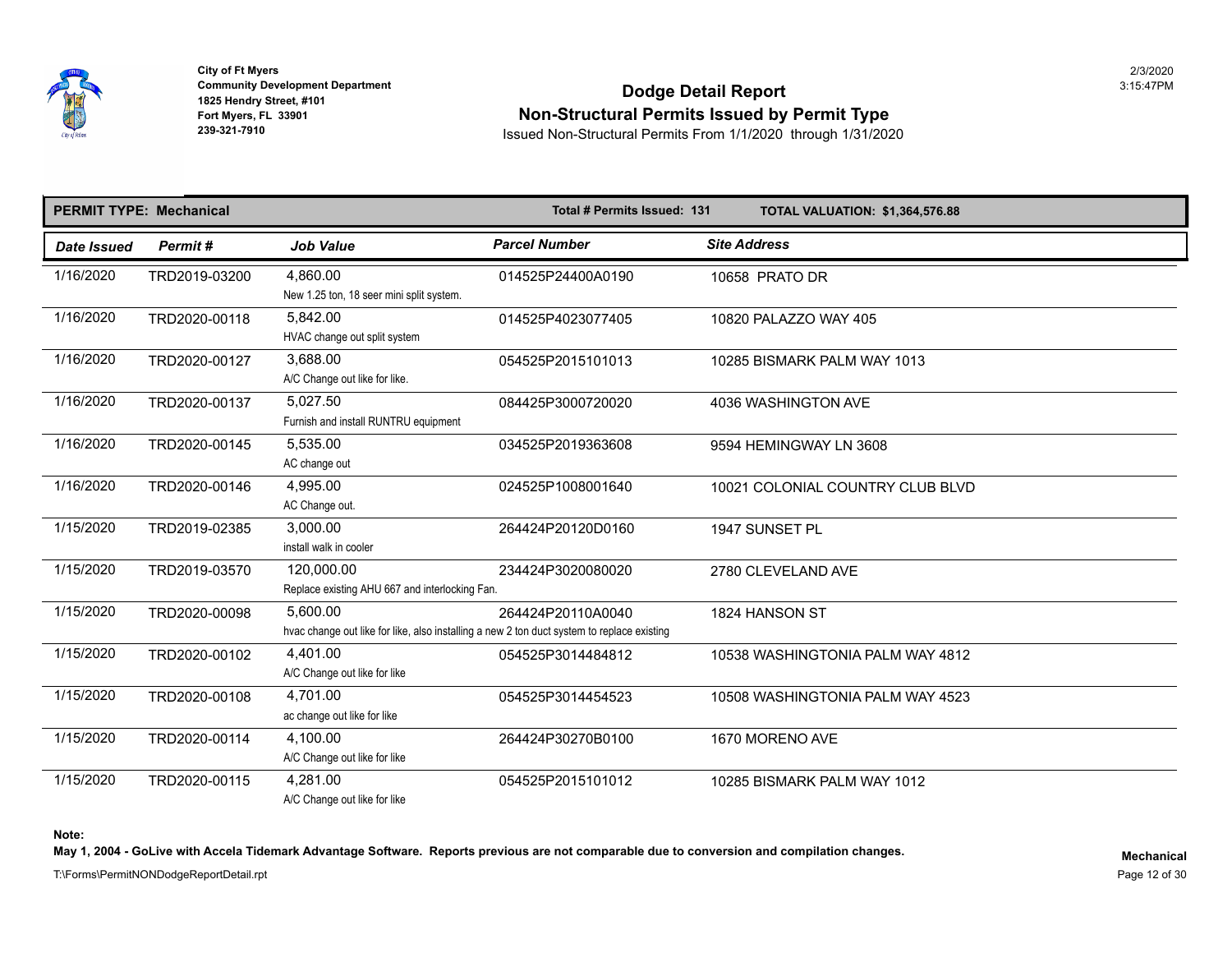City of Ft Myers
Community Development Department
1825 Hendry Street, #101
Fort Myers, FL 33901
239-321-7910

# Dodge Detail Report
## Non-Structural Permits Issued by Permit Type
Issued Non-Structural Permits From 1/1/2020 through 1/31/2020

2/3/2020
3:15:47PM

**PERMIT TYPE: Mechanical** | **Total # Permits Issued: 131** | **TOTAL VALUATION: $1,364,576.88**

| Date Issued | Permit # | Job Value | Parcel Number | Site Address |
|---|---|---|---|---|
| 1/16/2020 | TRD2019-03200 | 4,860.00<br>New 1.25 ton, 18 seer mini split system. | 014525P24400A0190 | 10658 PRATO DR |
| 1/16/2020 | TRD2020-00118 | 5,842.00<br>HVAC change out split system | 014525P4023077405 | 10820 PALAZZO WAY 405 |
| 1/16/2020 | TRD2020-00127 | 3,688.00<br>A/C Change out like for like. | 054525P2015101013 | 10285 BISMARK PALM WAY 1013 |
| 1/16/2020 | TRD2020-00137 | 5,027.50<br>Furnish and install RUNTRU equipment | 084425P3000720020 | 4036 WASHINGTON AVE |
| 1/16/2020 | TRD2020-00145 | 5,535.00<br>AC change out | 034525P2019363608 | 9594 HEMINGWAY LN 3608 |
| 1/16/2020 | TRD2020-00146 | 4,995.00<br>AC Change out. | 024525P1008001640 | 10021 COLONIAL COUNTRY CLUB BLVD |
| 1/15/2020 | TRD2019-02385 | 3,000.00<br>install walk in cooler | 264424P20120D0160 | 1947 SUNSET PL |
| 1/15/2020 | TRD2019-03570 | 120,000.00<br>Replace existing AHU 667 and interlocking Fan. | 234424P3020080020 | 2780 CLEVELAND AVE |
| 1/15/2020 | TRD2020-00098 | 5,600.00<br>hvac change out like for like, also installing a new 2 ton duct system to replace existing | 264424P20110A0040 | 1824 HANSON ST |
| 1/15/2020 | TRD2020-00102 | 4,401.00<br>A/C Change out like for like | 054525P3014484812 | 10538 WASHINGTONIA PALM WAY 4812 |
| 1/15/2020 | TRD2020-00108 | 4,701.00<br>ac change out like for like | 054525P3014454523 | 10508 WASHINGTONIA PALM WAY 4523 |
| 1/15/2020 | TRD2020-00114 | 4,100.00<br>A/C Change out like for like | 264424P30270B0100 | 1670 MORENO AVE |
| 1/15/2020 | TRD2020-00115 | 4,281.00<br>A/C Change out like for like | 054525P2015101012 | 10285 BISMARK PALM WAY 1012 |

**Note:**
**May 1, 2004 - GoLive with Accela Tidemark Advantage Software. Reports previous are not comparable due to conversion and compilation changes.**

**Mechanical**

T:\Forms\PermitNONDodgeReportDetail.rpt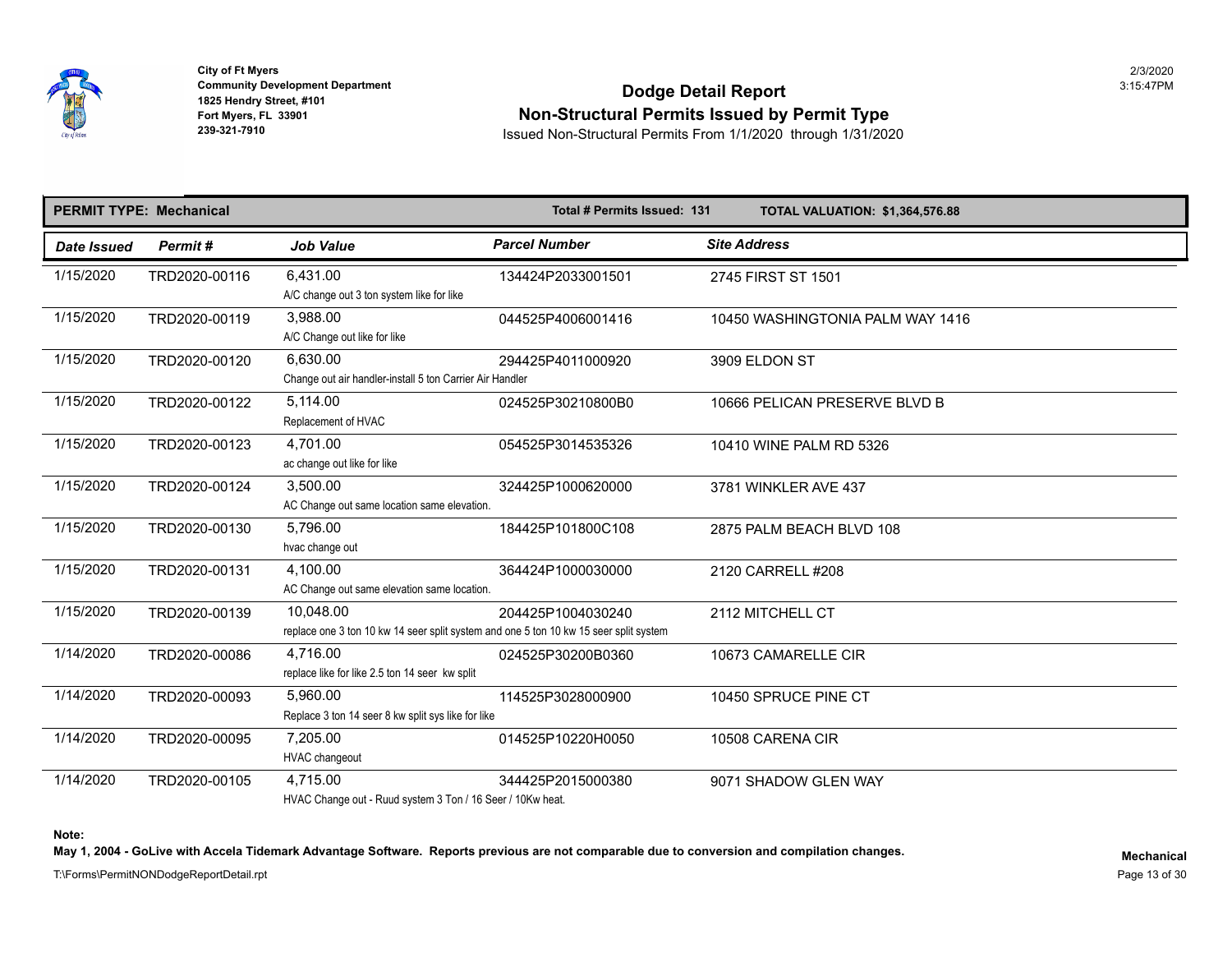City of Ft Myers
Community Development Department
1825 Hendry Street, #101
Fort Myers, FL 33901
239-321-7910

# Dodge Detail Report
## Non-Structural Permits Issued by Permit Type

Issued Non-Structural Permits From 1/1/2020 through 1/31/2020

**PERMIT TYPE: Mechanical** | **Total # Permits Issued: 131** | **TOTAL VALUATION: $1,364,576.88**

| Date Issued | Permit # | Job Value | Parcel Number | Site Address |
|---|---|---|---|---|
| 1/15/2020 | TRD2020-00116 | 6,431.00<br>A/C change out 3 ton system like for like | 134424P2033001501 | 2745 FIRST ST 1501 |
| 1/15/2020 | TRD2020-00119 | 3,988.00<br>A/C Change out like for like | 044525P4006001416 | 10450 WASHINGTONIA PALM WAY 1416 |
| 1/15/2020 | TRD2020-00120 | 6,630.00<br>Change out air handler-install 5 ton Carrier Air Handler | 294425P4011000920 | 3909 ELDON ST |
| 1/15/2020 | TRD2020-00122 | 5,114.00<br>Replacement of HVAC | 024525P30210800B0 | 10666 PELICAN PRESERVE BLVD B |
| 1/15/2020 | TRD2020-00123 | 4,701.00<br>ac change out like for like | 054525P3014535326 | 10410 WINE PALM RD 5326 |
| 1/15/2020 | TRD2020-00124 | 3,500.00<br>AC Change out same location same elevation. | 324425P1000620000 | 3781 WINKLER AVE 437 |
| 1/15/2020 | TRD2020-00130 | 5,796.00<br>hvac change out | 184425P101800C108 | 2875 PALM BEACH BLVD 108 |
| 1/15/2020 | TRD2020-00131 | 4,100.00<br>AC Change out same elevation same location. | 364424P1000030000 | 2120 CARRELL #208 |
| 1/15/2020 | TRD2020-00139 | 10,048.00<br>replace one 3 ton 10 kw 14 seer split system and one 5 ton 10 kw 15 seer split system | 204425P1004030240 | 2112 MITCHELL CT |
| 1/14/2020 | TRD2020-00086 | 4,716.00<br>replace like for like 2.5 ton 14 seer kw split | 024525P30200B0360 | 10673 CAMARELLE CIR |
| 1/14/2020 | TRD2020-00093 | 5,960.00<br>Replace 3 ton 14 seer 8 kw split sys like for like | 114525P3028000900 | 10450 SPRUCE PINE CT |
| 1/14/2020 | TRD2020-00095 | 7,205.00<br>HVAC changeout | 014525P10220H0050 | 10508 CARENA CIR |
| 1/14/2020 | TRD2020-00105 | 4,715.00<br>HVAC Change out - Ruud system 3 Ton / 16 Seer / 10Kw heat. | 344425P2015000380 | 9071 SHADOW GLEN WAY |

**Note:**
**May 1, 2004 - GoLive with Accela Tidemark Advantage Software. Reports previous are not comparable due to conversion and compilation changes.**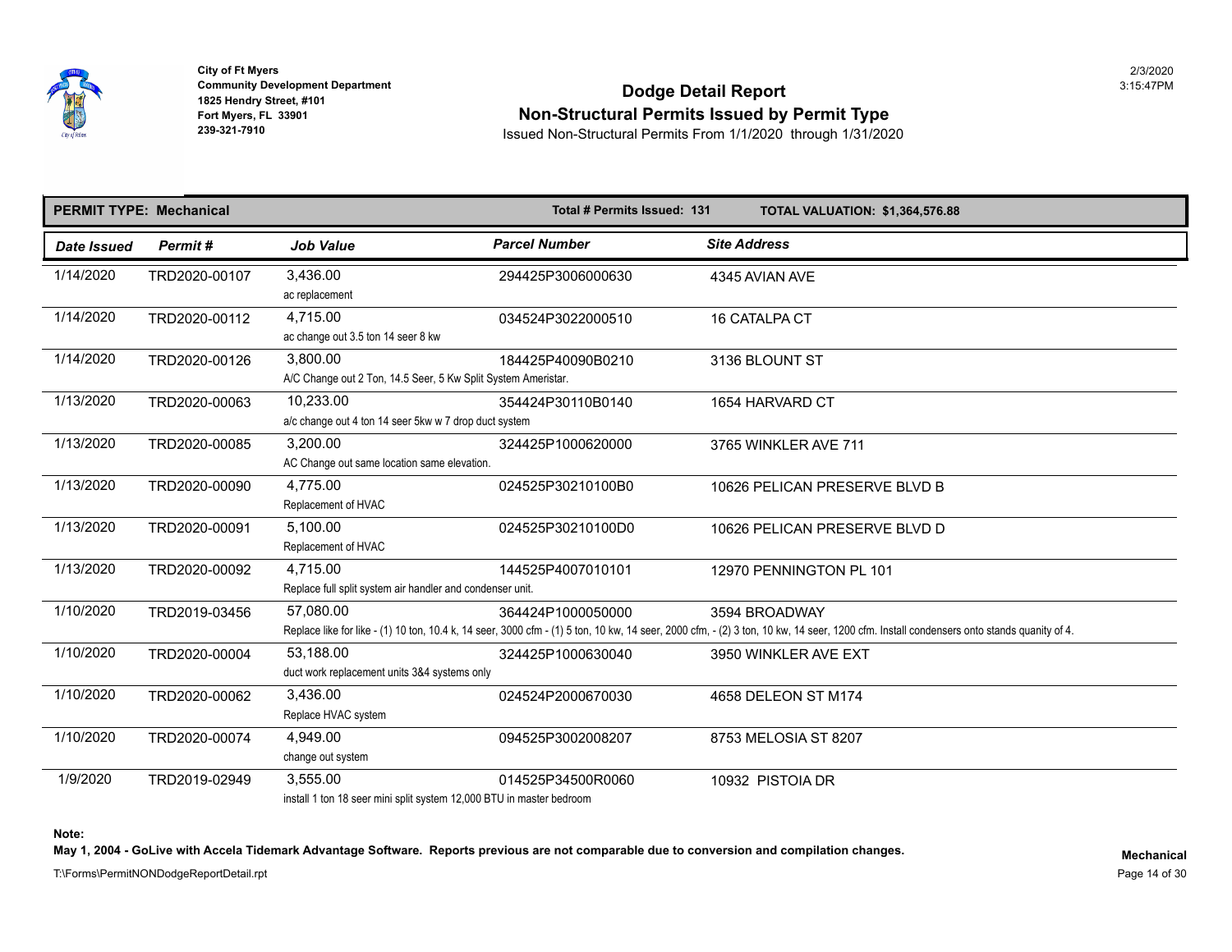City of Ft Myers
Community Development Department
1825 Hendry Street, #101
Fort Myers, FL 33901
239-321-7910

# Dodge Detail Report
## Non-Structural Permits Issued by Permit Type

Issued Non-Structural Permits From 1/1/2020 through 1/31/2020

2/3/2020
3:15:47PM

**PERMIT TYPE: Mechanical** | **Total # Permits Issued: 131** | **TOTAL VALUATION: $1,364,576.88**

| Date Issued | Permit # | Job Value | Parcel Number | Site Address |
|---|---|---|---|---|
| 1/14/2020 | TRD2020-00107 | 3,436.00<br>ac replacement | 294425P3006000630 | 4345 AVIAN AVE |
| 1/14/2020 | TRD2020-00112 | 4,715.00<br>ac change out 3.5 ton 14 seer 8 kw | 034524P3022000510 | 16 CATALPA CT |
| 1/14/2020 | TRD2020-00126 | 3,800.00<br>A/C Change out 2 Ton, 14.5 Seer, 5 Kw Split System Ameristar. | 184425P40090B0210 | 3136 BLOUNT ST |
| 1/13/2020 | TRD2020-00063 | 10,233.00<br>a/c change out 4 ton 14 seer 5kw w 7 drop duct system | 354424P30110B0140 | 1654 HARVARD CT |
| 1/13/2020 | TRD2020-00085 | 3,200.00<br>AC Change out same location same elevation. | 324425P1000620000 | 3765 WINKLER AVE 711 |
| 1/13/2020 | TRD2020-00090 | 4,775.00<br>Replacement of HVAC | 024525P30210100B0 | 10626 PELICAN PRESERVE BLVD B |
| 1/13/2020 | TRD2020-00091 | 5,100.00<br>Replacement of HVAC | 024525P30210100D0 | 10626 PELICAN PRESERVE BLVD D |
| 1/13/2020 | TRD2020-00092 | 4,715.00<br>Replace full split system air handler and condenser unit. | 144525P4007010101 | 12970 PENNINGTON PL 101 |
| 1/10/2020 | TRD2019-03456 | 57,080.00<br>Replace like for like - (1) 10 ton, 10.4 k, 14 seer, 3000 cfm - (1) 5 ton, 10 kw, 14 seer, 2000 cfm, - (2) 3 ton, 10 kw, 14 seer, 1200 cfm. Install condensers onto stands quanity of 4. | 364424P1000050000 | 3594 BROADWAY |
| 1/10/2020 | TRD2020-00004 | 53,188.00<br>duct work replacement units 3&4 systems only | 324425P1000630040 | 3950 WINKLER AVE EXT |
| 1/10/2020 | TRD2020-00062 | 3,436.00<br>Replace HVAC system | 024524P2000670030 | 4658 DELEON ST M174 |
| 1/10/2020 | TRD2020-00074 | 4,949.00<br>change out system | 094525P3002008207 | 8753 MELOSIA ST 8207 |
| 1/9/2020 | TRD2019-02949 | 3,555.00<br>install 1 ton 18 seer mini split system 12,000 BTU in master bedroom | 014525P34500R0060 | 10932 PISTOIA DR |

**Note:**
**May 1, 2004 - GoLive with Accela Tidemark Advantage Software. Reports previous are not comparable due to conversion and compilation changes.**

**Mechanical**

T:\Forms\PermitNONDodgeReportDetail.rpt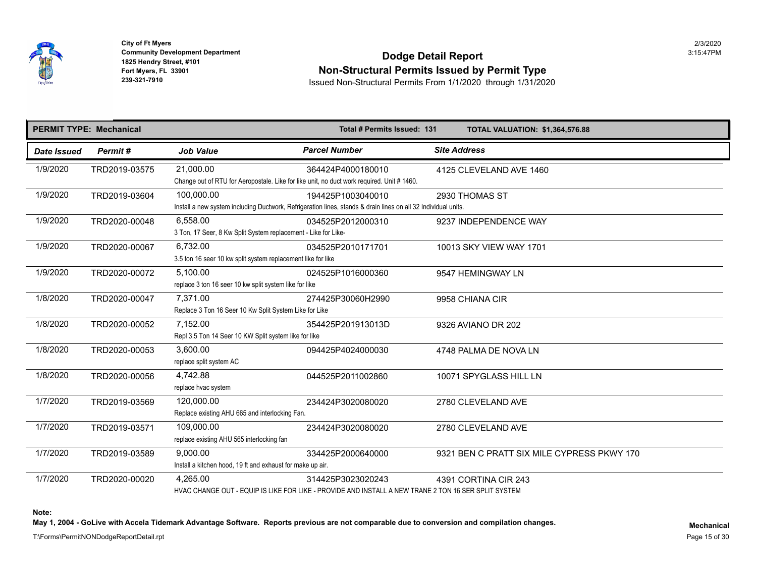City of Ft Myers
Community Development Department
1825 Hendry Street, #101
Fort Myers, FL 33901
239-321-7910

2/3/2020
3:15:47PM

# Dodge Detail Report
## Non-Structural Permits Issued by Permit Type

Issued Non-Structural Permits From 1/1/2020 through 1/31/2020

**PERMIT TYPE: Mechanical** | **Total # Permits Issued: 131** | **TOTAL VALUATION: $1,364,576.88**

| Date Issued | Permit # | Job Value | Parcel Number | Site Address |
|---|---|---|---|---|
| 1/9/2020 | TRD2019-03575 | 21,000.00 | 364424P4000180010 | 4125 CLEVELAND AVE 1460 |
| | | Change out of RTU for Aeropostale. Like for like unit, no duct work required. Unit # 1460. | | |
| 1/9/2020 | TRD2019-03604 | 100,000.00 | 194425P1003040010 | 2930 THOMAS ST |
| | | Install a new system including Ductwork, Refrigeration lines, stands & drain lines on all 32 Individual units. | | |
| 1/9/2020 | TRD2020-00048 | 6,558.00 | 034525P2012000310 | 9237 INDEPENDENCE WAY |
| | | 3 Ton, 17 Seer, 8 Kw Split System replacement - Like for Like- | | |
| 1/9/2020 | TRD2020-00067 | 6,732.00 | 034525P2010171701 | 10013 SKY VIEW WAY 1701 |
| | | 3.5 ton 16 seer 10 kw split system replacement like for like | | |
| 1/9/2020 | TRD2020-00072 | 5,100.00 | 024525P1016000360 | 9547 HEMINGWAY LN |
| | | replace 3 ton 16 seer 10 kw split system like for like | | |
| 1/8/2020 | TRD2020-00047 | 7,371.00 | 274425P30060H2990 | 9958 CHIANA CIR |
| | | Replace 3 Ton 16 Seer 10 Kw Split System Like for Like | | |
| 1/8/2020 | TRD2020-00052 | 7,152.00 | 354425P201913013D | 9326 AVIANO DR 202 |
| | | Repl 3.5 Ton 14 Seer 10 KW Split system like for like | | |
| 1/8/2020 | TRD2020-00053 | 3,600.00 | 094425P4024000030 | 4748 PALMA DE NOVA LN |
| | | replace split system AC | | |
| 1/8/2020 | TRD2020-00056 | 4,742.88 | 044525P2011002860 | 10071 SPYGLASS HILL LN |
| | | replace hvac system | | |
| 1/7/2020 | TRD2019-03569 | 120,000.00 | 234424P3020080020 | 2780 CLEVELAND AVE |
| | | Replace existing AHU 665 and interlocking Fan. | | |
| 1/7/2020 | TRD2019-03571 | 109,000.00 | 234424P3020080020 | 2780 CLEVELAND AVE |
| | | replace existing AHU 565 interlocking fan | | |
| 1/7/2020 | TRD2019-03589 | 9,000.00 | 334425P2000640000 | 9321 BEN C PRATT SIX MILE CYPRESS PKWY 170 |
| | | Install a kitchen hood, 19 ft and exhaust for make up air. | | |
| 1/7/2020 | TRD2020-00020 | 4,265.00 | 314425P3023020243 | 4391 CORTINA CIR 243 |
| | | HVAC CHANGE OUT - EQUIP IS LIKE FOR LIKE - PROVIDE AND INSTALL A NEW TRANE 2 TON 16 SER SPLIT SYSTEM | | |

**Note:**

**May 1, 2004 - GoLive with Accela Tidemark Advantage Software. Reports previous are not comparable due to conversion and compilation changes.**

**Mechanical**

T:\Forms\PermitNONDodgeReportDetail.rpt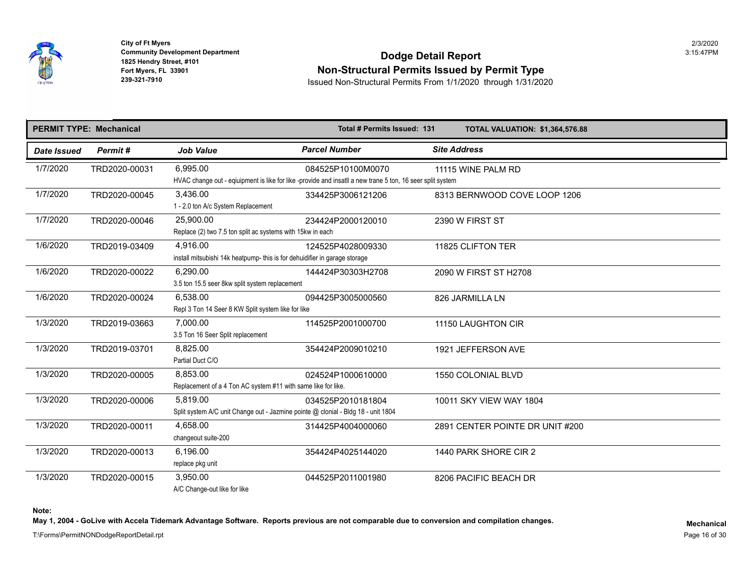City of Ft Myers
Community Development Department
1825 Hendry Street, #101
Fort Myers, FL 33901
239-321-7910

# Dodge Detail Report

## Non-Structural Permits Issued by Permit Type

Issued Non-Structural Permits From 1/1/2020 through 1/31/2020

2/3/2020
3:15:47PM

**PERMIT TYPE: Mechanical** — **Total # Permits Issued: 131** — **TOTAL VALUATION: $1,364,576.88**

| Date Issued | Permit # | Job Value | Parcel Number | Site Address |
|---|---|---|---|---|
| 1/7/2020 | TRD2020-00031 | 6,995.00<br>HVAC change out - eqiuipment is like for like -provide and insatll a new trane 5 ton, 16 seer split system | 084525P10100M0070 | 11115 WINE PALM RD |
| 1/7/2020 | TRD2020-00045 | 3,436.00<br>1 - 2.0 ton A/c System Replacement | 334425P3006121206 | 8313 BERNWOOD COVE LOOP 1206 |
| 1/7/2020 | TRD2020-00046 | 25,900.00<br>Replace (2) two 7.5 ton split ac systems with 15kw in each | 234424P2000120010 | 2390 W FIRST ST |
| 1/6/2020 | TRD2019-03409 | 4,916.00<br>install mitsubishi 14k heatpump- this is for dehuidifier in garage storage | 124525P4028009330 | 11825 CLIFTON TER |
| 1/6/2020 | TRD2020-00022 | 6,290.00<br>3.5 ton 15.5 seer 8kw split system replacement | 144424P30303H2708 | 2090 W FIRST ST H2708 |
| 1/6/2020 | TRD2020-00024 | 6,538.00<br>Repl 3 Ton 14 Seer 8 KW Split system like for like | 094425P3005000560 | 826 JARMILLA LN |
| 1/3/2020 | TRD2019-03663 | 7,000.00<br>3.5 Ton 16 Seer Split replacement | 114525P2001000700 | 11150 LAUGHTON CIR |
| 1/3/2020 | TRD2019-03701 | 8,825.00<br>Partial Duct C/O | 354424P2009010210 | 1921 JEFFERSON AVE |
| 1/3/2020 | TRD2020-00005 | 8,853.00<br>Replacement of a 4 Ton AC system #11 with same like for like. | 024524P1000610000 | 1550 COLONIAL BLVD |
| 1/3/2020 | TRD2020-00006 | 5,819.00<br>Split system A/C unit Change out - Jazmine pointe @ clonial - Bldg 18 - unit 1804 | 034525P2010181804 | 10011 SKY VIEW WAY 1804 |
| 1/3/2020 | TRD2020-00011 | 4,658.00<br>changeout suite-200 | 314425P4004000060 | 2891 CENTER POINTE DR UNIT #200 |
| 1/3/2020 | TRD2020-00013 | 6,196.00<br>replace pkg unit | 354424P4025144020 | 1440 PARK SHORE CIR 2 |
| 1/3/2020 | TRD2020-00015 | 3,950.00<br>A/C Change-out like for like | 044525P2011001980 | 8206 PACIFIC BEACH DR |

**Note:**
**May 1, 2004 - GoLive with Accela Tidemark Advantage Software. Reports previous are not comparable due to conversion and compilation changes.**

**Mechanical**

T:\Forms\PermitNONDodgeReportDetail.rpt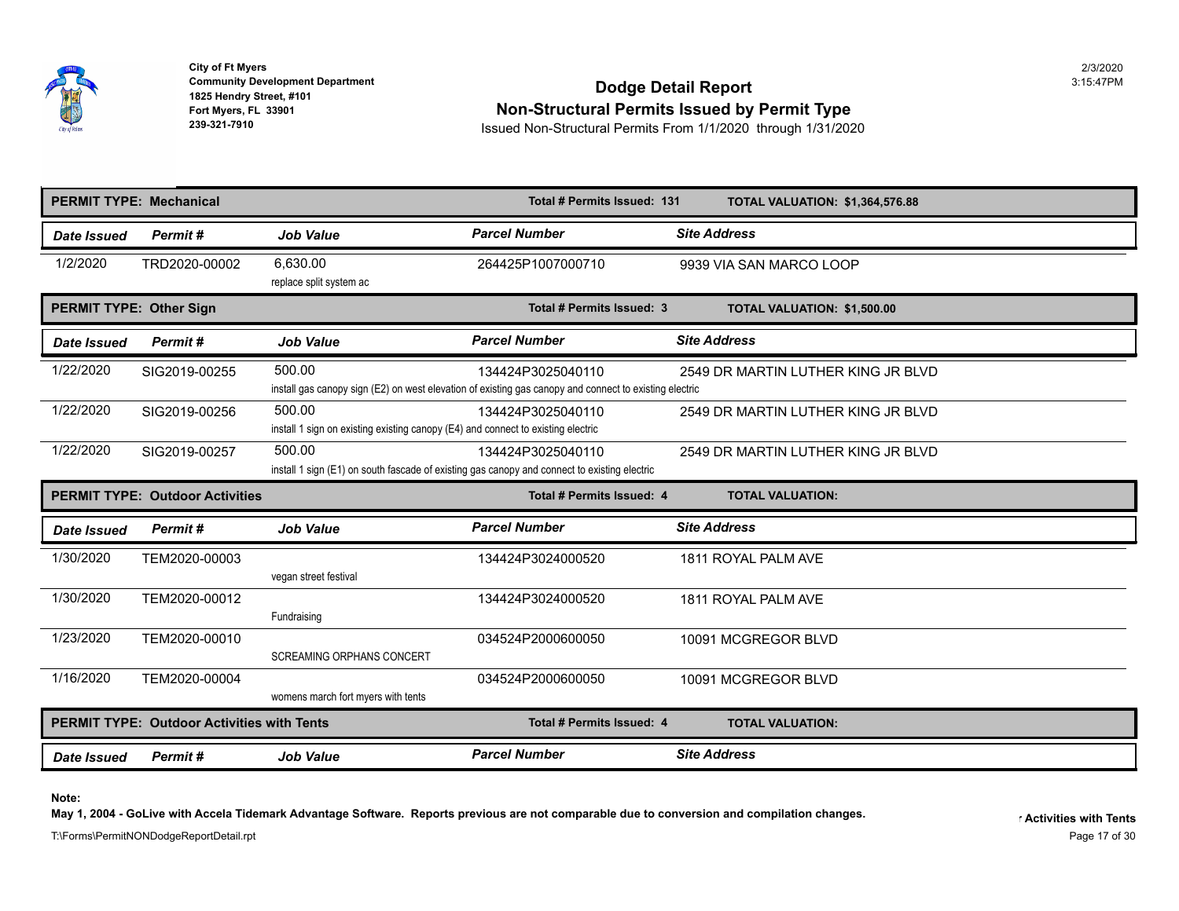**City of Ft Myers**
**Community Development Department**
**1825 Hendry Street, #101**
**Fort Myers, FL 33901**
**239-321-7910**

2/3/2020
3:15:47PM

# Dodge Detail Report
## Non-Structural Permits Issued by Permit Type

Issued Non-Structural Permits From 1/1/2020 through 1/31/2020

**PERMIT TYPE: Mechanical** — **Total # Permits Issued: 131** — **TOTAL VALUATION: $1,364,576.88**

| Date Issued | Permit # | Job Value | Parcel Number | Site Address |
|---|---|---|---|---|
| 1/2/2020 | TRD2020-00002 | 6,630.00<br>replace split system ac | 264425P1007000710 | 9939 VIA SAN MARCO LOOP |

**PERMIT TYPE: Other Sign** — **Total # Permits Issued: 3** — **TOTAL VALUATION: $1,500.00**

| Date Issued | Permit # | Job Value | Parcel Number | Site Address |
|---|---|---|---|---|
| 1/22/2020 | SIG2019-00255 | 500.00<br>install gas canopy sign (E2) on west elevation of existing gas canopy and connect to existing electric | 134424P3025040110 | 2549 DR MARTIN LUTHER KING JR BLVD |
| 1/22/2020 | SIG2019-00256 | 500.00<br>install 1 sign on existing existing canopy (E4) and connect to existing electric | 134424P3025040110 | 2549 DR MARTIN LUTHER KING JR BLVD |
| 1/22/2020 | SIG2019-00257 | 500.00<br>install 1 sign (E1) on south fascade of existing gas canopy and connect to existing electric | 134424P3025040110 | 2549 DR MARTIN LUTHER KING JR BLVD |

**PERMIT TYPE: Outdoor Activities** — **Total # Permits Issued: 4** — **TOTAL VALUATION:**

| Date Issued | Permit # | Job Value | Parcel Number | Site Address |
|---|---|---|---|---|
| 1/30/2020 | TEM2020-00003 | vegan street festival | 134424P3024000520 | 1811 ROYAL PALM AVE |
| 1/30/2020 | TEM2020-00012 | Fundraising | 134424P3024000520 | 1811 ROYAL PALM AVE |
| 1/23/2020 | TEM2020-00010 | SCREAMING ORPHANS CONCERT | 034524P2000600050 | 10091 MCGREGOR BLVD |
| 1/16/2020 | TEM2020-00004 | womens march fort myers with tents | 034524P2000600050 | 10091 MCGREGOR BLVD |

**PERMIT TYPE: Outdoor Activities with Tents** — **Total # Permits Issued: 4** — **TOTAL VALUATION:**

| Date Issued | Permit # | Job Value | Parcel Number | Site Address |
|---|---|---|---|---|

**Note:**
**May 1, 2004 - GoLive with Accela Tidemark Advantage Software. Reports previous are not comparable due to conversion and compilation changes.**

T:\Forms\PermitNONDodgeReportDetail.rpt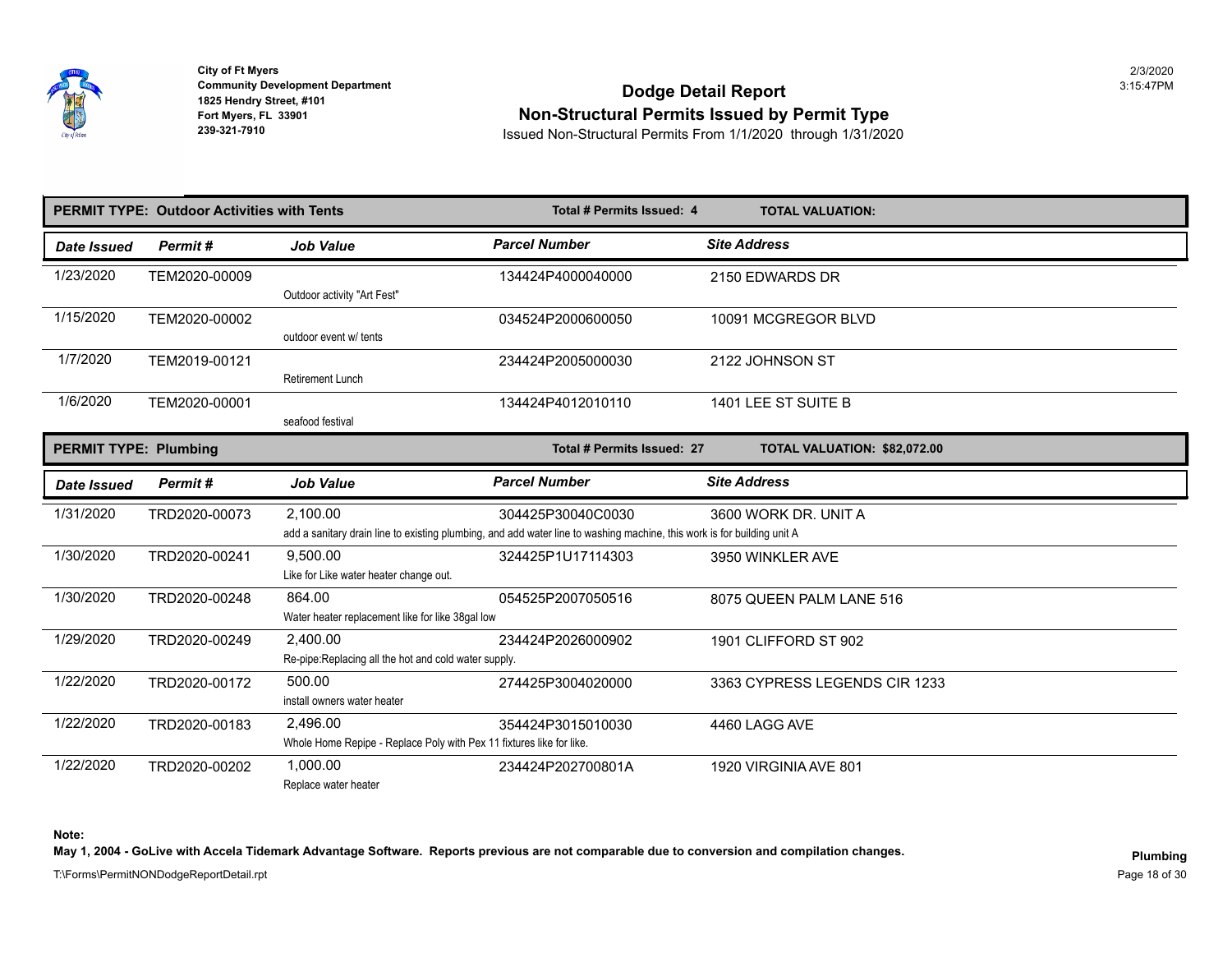City of Ft Myers
Community Development Department
1825 Hendry Street, #101
Fort Myers, FL 33901
239-321-7910

2/3/2020
3:15:47PM

# Dodge Detail Report
## Non-Structural Permits Issued by Permit Type

Issued Non-Structural Permits From 1/1/2020 through 1/31/2020

**PERMIT TYPE: Outdoor Activities with Tents** — **Total # Permits Issued: 4** — **TOTAL VALUATION:**

| Date Issued | Permit # | Job Value | Parcel Number | Site Address |
|---|---|---|---|---|
| 1/23/2020 | TEM2020-00009 | Outdoor activity "Art Fest" | 134424P4000040000 | 2150 EDWARDS DR |
| 1/15/2020 | TEM2020-00002 | outdoor event w/ tents | 034524P2000600050 | 10091 MCGREGOR BLVD |
| 1/7/2020 | TEM2019-00121 | Retirement Lunch | 234424P2005000030 | 2122 JOHNSON ST |
| 1/6/2020 | TEM2020-00001 | seafood festival | 134424P4012010110 | 1401 LEE ST SUITE B |

**PERMIT TYPE: Plumbing** — **Total # Permits Issued: 27** — **TOTAL VALUATION: $82,072.00**

| Date Issued | Permit # | Job Value | Parcel Number | Site Address |
|---|---|---|---|---|
| 1/31/2020 | TRD2020-00073 | 2,100.00<br>add a sanitary drain line to existing plumbing, and add water line to washing machine, this work is for building unit A | 304425P30040C0030 | 3600 WORK DR. UNIT A |
| 1/30/2020 | TRD2020-00241 | 9,500.00<br>Like for Like water heater change out. | 324425P1U17114303 | 3950 WINKLER AVE |
| 1/30/2020 | TRD2020-00248 | 864.00<br>Water heater replacement like for like 38gal low | 054525P2007050516 | 8075 QUEEN PALM LANE 516 |
| 1/29/2020 | TRD2020-00249 | 2,400.00<br>Re-pipe:Replacing all the hot and cold water supply. | 234424P2026000902 | 1901 CLIFFORD ST 902 |
| 1/22/2020 | TRD2020-00172 | 500.00<br>install owners water heater | 274425P3004020000 | 3363 CYPRESS LEGENDS CIR 1233 |
| 1/22/2020 | TRD2020-00183 | 2,496.00<br>Whole Home Repipe - Replace Poly with Pex 11 fixtures like for like. | 354424P3015010030 | 4460 LAGG AVE |
| 1/22/2020 | TRD2020-00202 | 1,000.00<br>Replace water heater | 234424P202700801A | 1920 VIRGINIA AVE 801 |

**Note:**
**May 1, 2004 - GoLive with Accela Tidemark Advantage Software. Reports previous are not comparable due to conversion and compilation changes.**

T:\Forms\PermitNONDodgeReportDetail.rpt

**Plumbing**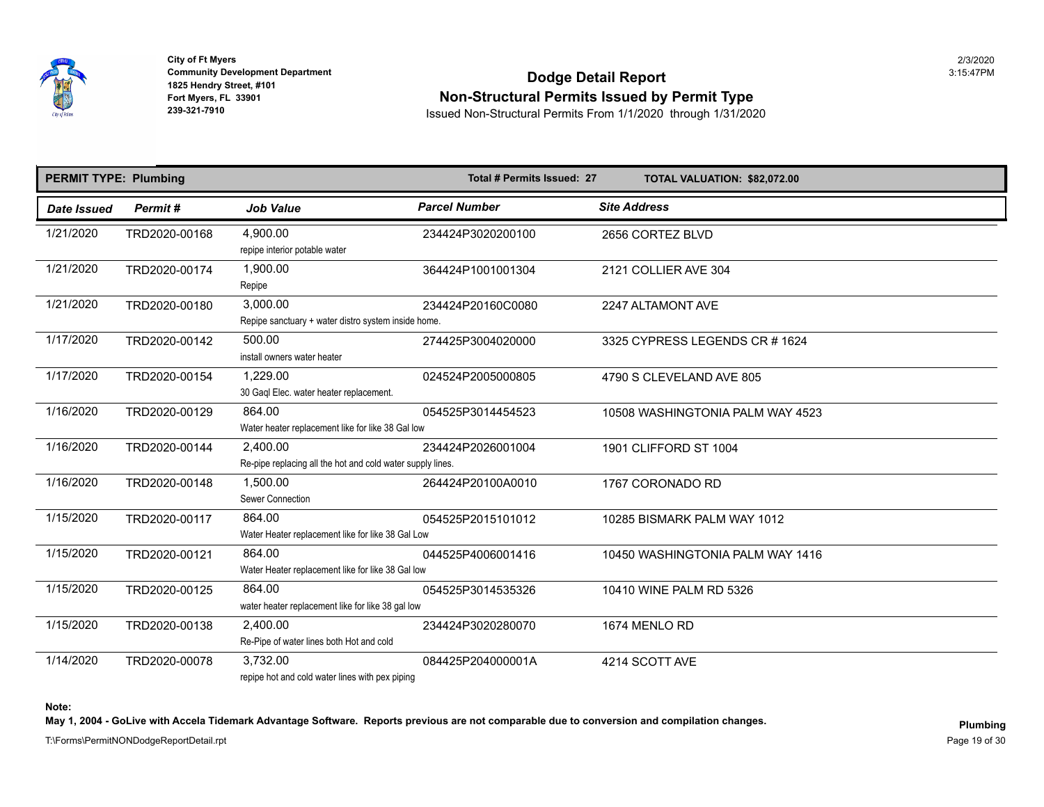City of Ft Myers
Community Development Department
1825 Hendry Street, #101
Fort Myers, FL 33901
239-321-7910

# Dodge Detail Report
## Non-Structural Permits Issued by Permit Type

Issued Non-Structural Permits From 1/1/2020 through 1/31/2020

**PERMIT TYPE: Plumbing** | **Total # Permits Issued: 27** | **TOTAL VALUATION: $82,072.00**

| Date Issued | Permit # | Job Value | Parcel Number | Site Address |
|---|---|---|---|---|
| 1/21/2020 | TRD2020-00168 | 4,900.00<br>repipe interior potable water | 234424P3020200100 | 2656 CORTEZ BLVD |
| 1/21/2020 | TRD2020-00174 | 1,900.00<br>Repipe | 364424P1001001304 | 2121 COLLIER AVE 304 |
| 1/21/2020 | TRD2020-00180 | 3,000.00<br>Repipe sanctuary + water distro system inside home. | 234424P20160C0080 | 2247 ALTAMONT AVE |
| 1/17/2020 | TRD2020-00142 | 500.00<br>install owners water heater | 274425P3004020000 | 3325 CYPRESS LEGENDS CR # 1624 |
| 1/17/2020 | TRD2020-00154 | 1,229.00<br>30 Gaql Elec. water heater replacement. | 024524P2005000805 | 4790 S CLEVELAND AVE 805 |
| 1/16/2020 | TRD2020-00129 | 864.00<br>Water heater replacement like for like 38 Gal low | 054525P3014454523 | 10508 WASHINGTONIA PALM WAY 4523 |
| 1/16/2020 | TRD2020-00144 | 2,400.00<br>Re-pipe replacing all the hot and cold water supply lines. | 234424P2026001004 | 1901 CLIFFORD ST 1004 |
| 1/16/2020 | TRD2020-00148 | 1,500.00<br>Sewer Connection | 264424P20100A0010 | 1767 CORONADO RD |
| 1/15/2020 | TRD2020-00117 | 864.00<br>Water Heater replacement like for like 38 Gal Low | 054525P2015101012 | 10285 BISMARK PALM WAY 1012 |
| 1/15/2020 | TRD2020-00121 | 864.00<br>Water Heater replacement like for like 38 Gal low | 044525P4006001416 | 10450 WASHINGTONIA PALM WAY 1416 |
| 1/15/2020 | TRD2020-00125 | 864.00<br>water heater replacement like for like 38 gal low | 054525P3014535326 | 10410 WINE PALM RD 5326 |
| 1/15/2020 | TRD2020-00138 | 2,400.00<br>Re-Pipe of water lines both Hot and cold | 234424P3020280070 | 1674 MENLO RD |
| 1/14/2020 | TRD2020-00078 | 3,732.00<br>repipe hot and cold water lines with pex piping | 084425P204000001A | 4214 SCOTT AVE |

**Note:**
**May 1, 2004 - GoLive with Accela Tidemark Advantage Software. Reports previous are not comparable due to conversion and compilation changes.**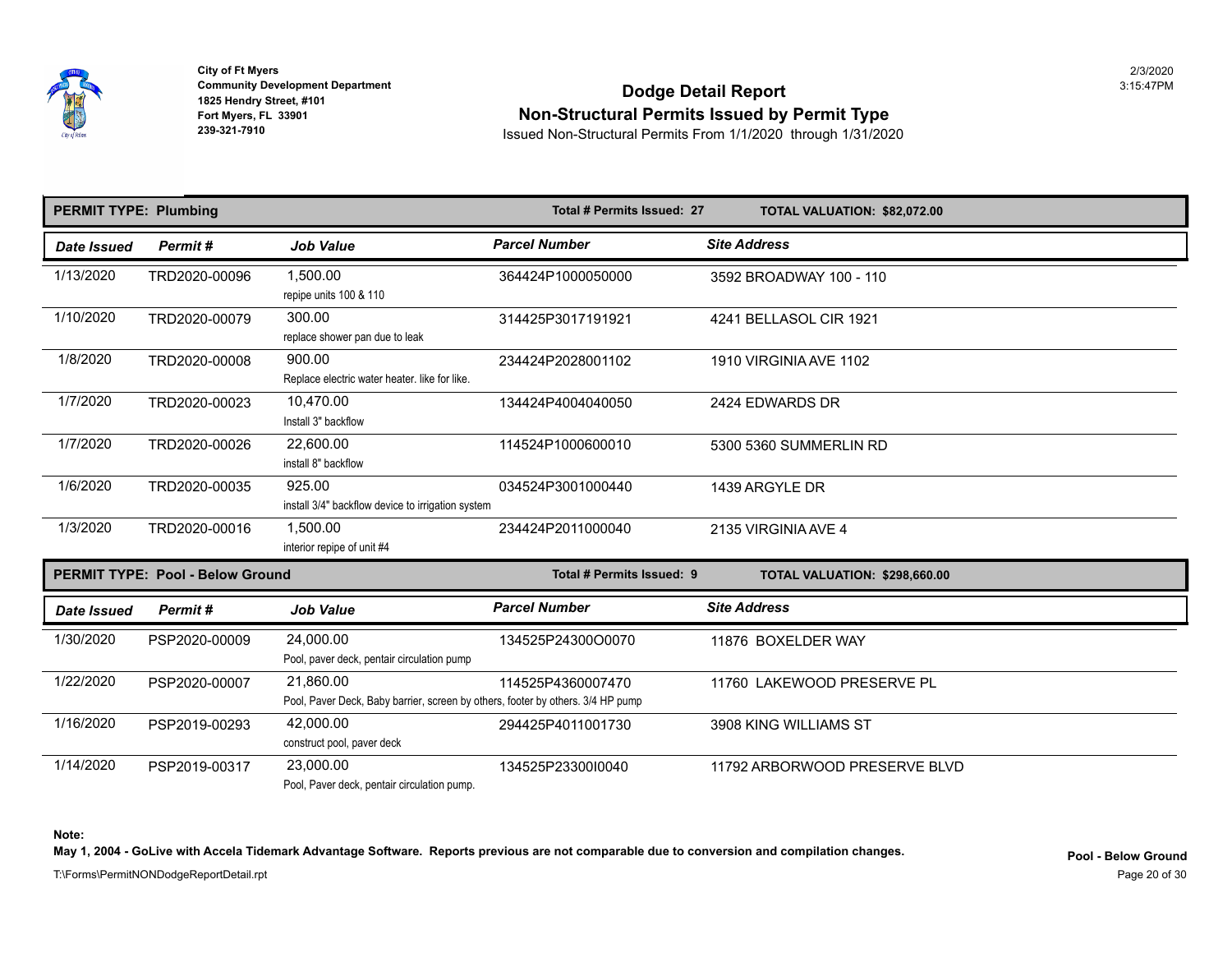City of Ft Myers
Community Development Department
1825 Hendry Street, #101
Fort Myers, FL 33901
239-321-7910

2/3/2020
3:15:47PM

# Dodge Detail Report
## Non-Structural Permits Issued by Permit Type
Issued Non-Structural Permits From 1/1/2020 through 1/31/2020

**PERMIT TYPE: Plumbing** — **Total # Permits Issued: 27** — **TOTAL VALUATION: $82,072.00**

| Date Issued | Permit # | Job Value | Parcel Number | Site Address |
|---|---|---|---|---|
| 1/13/2020 | TRD2020-00096 | 1,500.00<br>repipe units 100 & 110 | 364424P1000050000 | 3592 BROADWAY 100 - 110 |
| 1/10/2020 | TRD2020-00079 | 300.00<br>replace shower pan due to leak | 314425P3017191921 | 4241 BELLASOL CIR 1921 |
| 1/8/2020 | TRD2020-00008 | 900.00<br>Replace electric water heater. like for like. | 234424P2028001102 | 1910 VIRGINIA AVE 1102 |
| 1/7/2020 | TRD2020-00023 | 10,470.00<br>Install 3" backflow | 134424P4004040050 | 2424 EDWARDS DR |
| 1/7/2020 | TRD2020-00026 | 22,600.00<br>install 8" backflow | 114524P1000600010 | 5300 5360 SUMMERLIN RD |
| 1/6/2020 | TRD2020-00035 | 925.00<br>install 3/4" backflow device to irrigation system | 034524P3001000440 | 1439 ARGYLE DR |
| 1/3/2020 | TRD2020-00016 | 1,500.00<br>interior repipe of unit #4 | 234424P2011000040 | 2135 VIRGINIA AVE 4 |

**PERMIT TYPE: Pool - Below Ground** — **Total # Permits Issued: 9** — **TOTAL VALUATION: $298,660.00**

| Date Issued | Permit # | Job Value | Parcel Number | Site Address |
|---|---|---|---|---|
| 1/30/2020 | PSP2020-00009 | 24,000.00<br>Pool, paver deck, pentair circulation pump | 134525P24300O0070 | 11876 BOXELDER WAY |
| 1/22/2020 | PSP2020-00007 | 21,860.00<br>Pool, Paver Deck, Baby barrier, screen by others, footer by others. 3/4 HP pump | 114525P4360007470 | 11760 LAKEWOOD PRESERVE PL |
| 1/16/2020 | PSP2019-00293 | 42,000.00<br>construct pool, paver deck | 294425P4011001730 | 3908 KING WILLIAMS ST |
| 1/14/2020 | PSP2019-00317 | 23,000.00<br>Pool, Paver deck, pentair circulation pump. | 134525P23300I0040 | 11792 ARBORWOOD PRESERVE BLVD |

**Note:**
**May 1, 2004 - GoLive with Accela Tidemark Advantage Software. Reports previous are not comparable due to conversion and compilation changes.**

**Pool - Below Ground**

T:\Forms\PermitNONDodgeReportDetail.rpt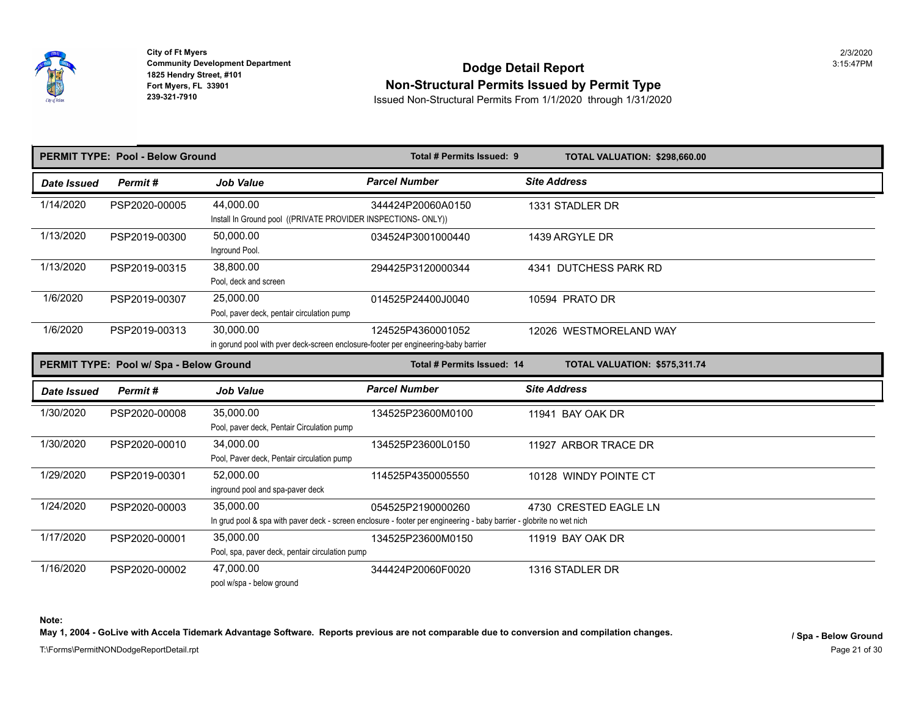City of Ft Myers
Community Development Department
1825 Hendry Street, #101
Fort Myers, FL 33901
239-321-7910

2/3/2020
3:15:47PM

# Dodge Detail Report
## Non-Structural Permits Issued by Permit Type
Issued Non-Structural Permits From 1/1/2020 through 1/31/2020

**PERMIT TYPE: Pool - Below Ground** — **Total # Permits Issued: 9** — **TOTAL VALUATION: $298,660.00**

| Date Issued | Permit # | Job Value | Parcel Number | Site Address |
|---|---|---|---|---|
| 1/14/2020 | PSP2020-00005 | 44,000.00<br>Install In Ground pool ((PRIVATE PROVIDER INSPECTIONS- ONLY)) | 344424P20060A0150 | 1331 STADLER DR |
| 1/13/2020 | PSP2019-00300 | 50,000.00<br>Inground Pool. | 034524P3001000440 | 1439 ARGYLE DR |
| 1/13/2020 | PSP2019-00315 | 38,800.00<br>Pool, deck and screen | 294425P3120000344 | 4341 DUTCHESS PARK RD |
| 1/6/2020 | PSP2019-00307 | 25,000.00<br>Pool, paver deck, pentair circulation pump | 014525P24400J0040 | 10594 PRATO DR |
| 1/6/2020 | PSP2019-00313 | 30,000.00<br>in gorund pool with pver deck-screen enclosure-footer per engineering-baby barrier | 124525P4360001052 | 12026 WESTMORELAND WAY |

**PERMIT TYPE: Pool w/ Spa - Below Ground** — **Total # Permits Issued: 14** — **TOTAL VALUATION: $575,311.74**

| Date Issued | Permit # | Job Value | Parcel Number | Site Address |
|---|---|---|---|---|
| 1/30/2020 | PSP2020-00008 | 35,000.00<br>Pool, paver deck, Pentair Circulation pump | 134525P23600M0100 | 11941 BAY OAK DR |
| 1/30/2020 | PSP2020-00010 | 34,000.00<br>Pool, Paver deck, Pentair circulation pump | 134525P23600L0150 | 11927 ARBOR TRACE DR |
| 1/29/2020 | PSP2019-00301 | 52,000.00<br>inground pool and spa-paver deck | 114525P4350005550 | 10128 WINDY POINTE CT |
| 1/24/2020 | PSP2020-00003 | 35,000.00<br>In grud pool & spa with paver deck - screen enclosure - footer per engineering - baby barrier - globrite no wet nich | 054525P2190000260 | 4730 CRESTED EAGLE LN |
| 1/17/2020 | PSP2020-00001 | 35,000.00<br>Pool, spa, paver deck, pentair circulation pump | 134525P23600M0150 | 11919 BAY OAK DR |
| 1/16/2020 | PSP2020-00002 | 47,000.00<br>pool w/spa - below ground | 344424P20060F0020 | 1316 STADLER DR |

**Note:**
**May 1, 2004 - GoLive with Accela Tidemark Advantage Software. Reports previous are not comparable due to conversion and compilation changes.**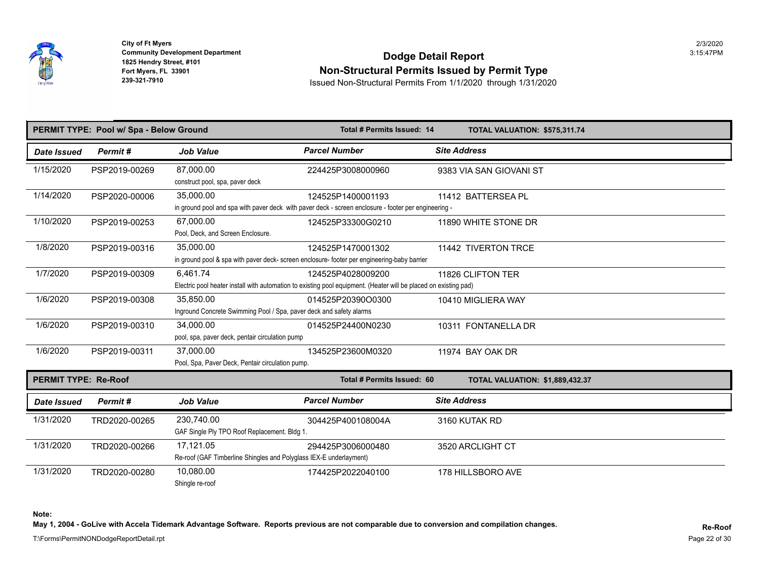**City of Ft Myers**
**Community Development Department**
**1825 Hendry Street, #101**
**Fort Myers, FL 33901**
**239-321-7910**

2/3/2020
3:15:47PM

# Dodge Detail Report
## Non-Structural Permits Issued by Permit Type

Issued Non-Structural Permits From 1/1/2020 through 1/31/2020

**PERMIT TYPE: Pool w/ Spa - Below Ground** | **Total # Permits Issued: 14** | **TOTAL VALUATION: $575,311.74**

| Date Issued | Permit # | Job Value | Parcel Number | Site Address |
|---|---|---|---|---|
| 1/15/2020 | PSP2019-00269 | 87,000.00<br>construct pool, spa, paver deck | 224425P3008000960 | 9383 VIA SAN GIOVANI ST |
| 1/14/2020 | PSP2020-00006 | 35,000.00<br>in ground pool and spa with paver deck with paver deck - screen enclosure - footer per engineering - | 124525P1400001193 | 11412 BATTERSEA PL |
| 1/10/2020 | PSP2019-00253 | 67,000.00<br>Pool, Deck, and Screen Enclosure. | 124525P33300G0210 | 11890 WHITE STONE DR |
| 1/8/2020 | PSP2019-00316 | 35,000.00<br>in ground pool & spa with paver deck- screen enclosure- footer per engineering-baby barrier | 124525P1470001302 | 11442 TIVERTON TRCE |
| 1/7/2020 | PSP2019-00309 | 6,461.74<br>Electric pool heater install with automation to existing pool equipment. (Heater will be placed on existing pad) | 124525P4028009200 | 11826 CLIFTON TER |
| 1/6/2020 | PSP2019-00308 | 35,850.00<br>Inground Concrete Swimming Pool / Spa, paver deck and safety alarms | 014525P20390O0300 | 10410 MIGLIERA WAY |
| 1/6/2020 | PSP2019-00310 | 34,000.00<br>pool, spa, paver deck, pentair circulation pump | 014525P24400N0230 | 10311 FONTANELLA DR |
| 1/6/2020 | PSP2019-00311 | 37,000.00<br>Pool, Spa, Paver Deck, Pentair circulation pump. | 134525P23600M0320 | 11974 BAY OAK DR |

**PERMIT TYPE: Re-Roof** | **Total # Permits Issued: 60** | **TOTAL VALUATION: $1,889,432.37**

| Date Issued | Permit # | Job Value | Parcel Number | Site Address |
|---|---|---|---|---|
| 1/31/2020 | TRD2020-00265 | 230,740.00<br>GAF Single Ply TPO Roof Replacement. Bldg 1. | 304425P400108004A | 3160 KUTAK RD |
| 1/31/2020 | TRD2020-00266 | 17,121.05<br>Re-roof (GAF Timberline Shingles and Polyglass IEX-E underlayment) | 294425P3006000480 | 3520 ARCLIGHT CT |
| 1/31/2020 | TRD2020-00280 | 10,080.00<br>Shingle re-roof | 174425P2022040100 | 178 HILLSBORO AVE |

**Note:**
**May 1, 2004 - GoLive with Accela Tidemark Advantage Software. Reports previous are not comparable due to conversion and compilation changes.**

**Re-Roof**

T:\Forms\PermitNONDodgeReportDetail.rpt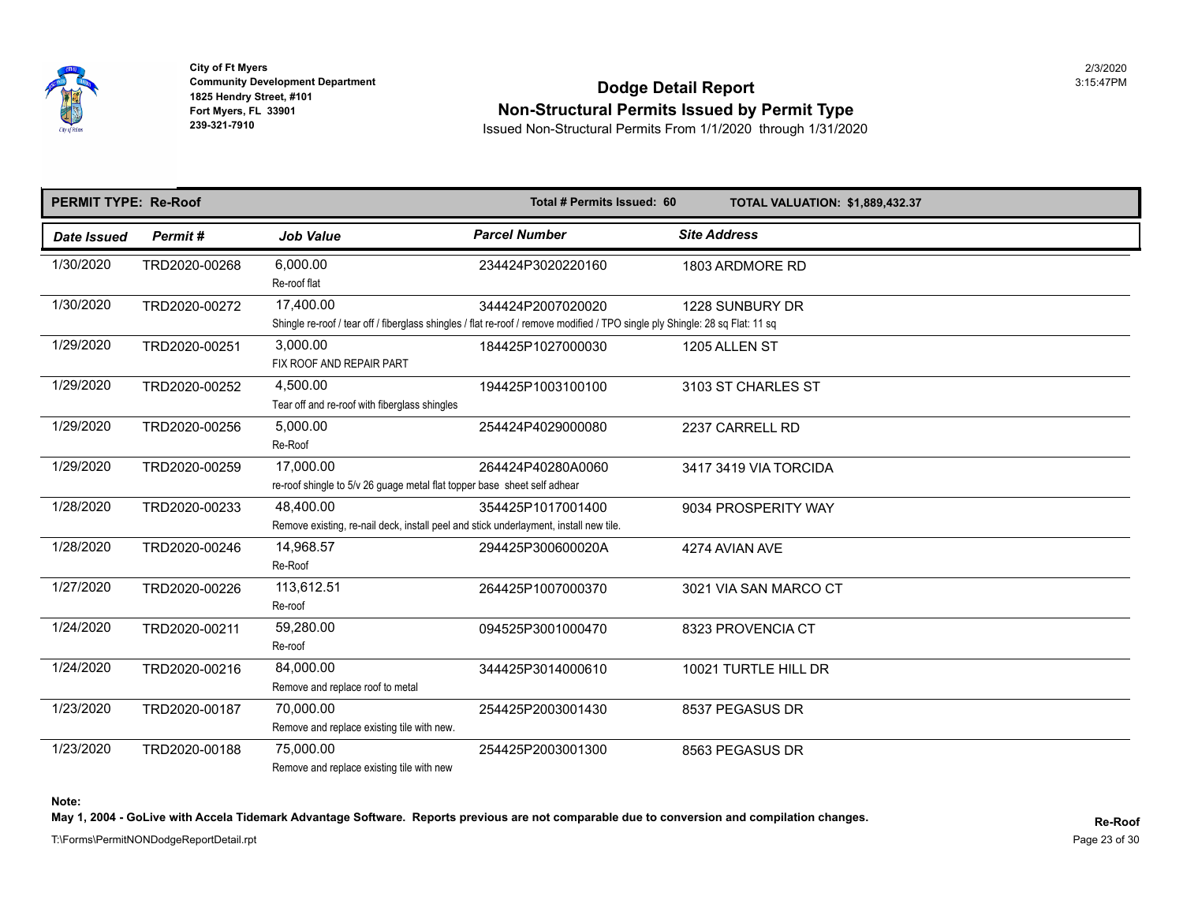City of Ft Myers
Community Development Department
1825 Hendry Street, #101
Fort Myers, FL 33901
239-321-7910

# Dodge Detail Report
## Non-Structural Permits Issued by Permit Type

Issued Non-Structural Permits From 1/1/2020 through 1/31/2020

**PERMIT TYPE: Re-Roof** | **Total # Permits Issued: 60** | **TOTAL VALUATION: $1,889,432.37**

| Date Issued | Permit # | Job Value | Parcel Number | Site Address |
|---|---|---|---|---|
| 1/30/2020 | TRD2020-00268 | 6,000.00<br>Re-roof flat | 234424P3020220160 | 1803 ARDMORE RD |
| 1/30/2020 | TRD2020-00272 | 17,400.00<br>Shingle re-roof / tear off / fiberglass shingles / flat re-roof / remove modified / TPO single ply Shingle: 28 sq Flat: 11 sq | 344424P2007020020 | 1228 SUNBURY DR |
| 1/29/2020 | TRD2020-00251 | 3,000.00<br>FIX ROOF AND REPAIR PART | 184425P1027000030 | 1205 ALLEN ST |
| 1/29/2020 | TRD2020-00252 | 4,500.00<br>Tear off and re-roof with fiberglass shingles | 194425P1003100100 | 3103 ST CHARLES ST |
| 1/29/2020 | TRD2020-00256 | 5,000.00<br>Re-Roof | 254424P4029000080 | 2237 CARRELL RD |
| 1/29/2020 | TRD2020-00259 | 17,000.00<br>re-roof shingle to 5/v 26 guage metal flat topper base sheet self adhear | 264424P40280A0060 | 3417 3419 VIA TORCIDA |
| 1/28/2020 | TRD2020-00233 | 48,400.00<br>Remove existing, re-nail deck, install peel and stick underlayment, install new tile. | 354425P1017001400 | 9034 PROSPERITY WAY |
| 1/28/2020 | TRD2020-00246 | 14,968.57<br>Re-Roof | 294425P300600020A | 4274 AVIAN AVE |
| 1/27/2020 | TRD2020-00226 | 113,612.51<br>Re-roof | 264425P1007000370 | 3021 VIA SAN MARCO CT |
| 1/24/2020 | TRD2020-00211 | 59,280.00<br>Re-roof | 094525P3001000470 | 8323 PROVENCIA CT |
| 1/24/2020 | TRD2020-00216 | 84,000.00<br>Remove and replace roof to metal | 344425P3014000610 | 10021 TURTLE HILL DR |
| 1/23/2020 | TRD2020-00187 | 70,000.00<br>Remove and replace existing tile with new. | 254425P2003001430 | 8537 PEGASUS DR |
| 1/23/2020 | TRD2020-00188 | 75,000.00<br>Remove and replace existing tile with new | 254425P2003001300 | 8563 PEGASUS DR |

**Note:**
**May 1, 2004 - GoLive with Accela Tidemark Advantage Software. Reports previous are not comparable due to conversion and compilation changes.**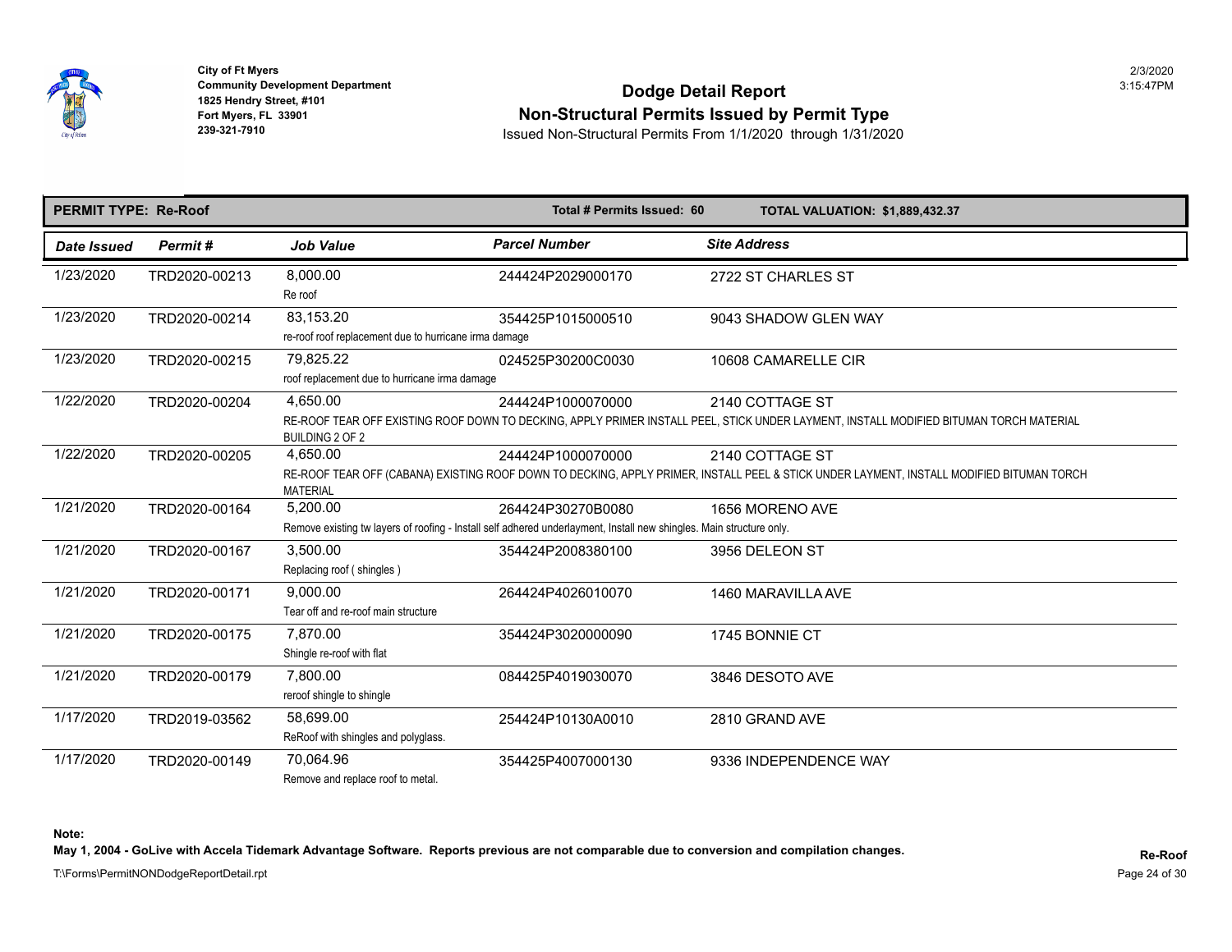City of Ft Myers
Community Development Department
1825 Hendry Street, #101
Fort Myers, FL 33901
239-321-7910

# Dodge Detail Report
## Non-Structural Permits Issued by Permit Type

Issued Non-Structural Permits From 1/1/2020 through 1/31/2020

**PERMIT TYPE: Re-Roof** | **Total # Permits Issued: 60** | **TOTAL VALUATION: $1,889,432.37**

| Date Issued | Permit # | Job Value | Parcel Number | Site Address |
|---|---|---|---|---|
| 1/23/2020 | TRD2020-00213 | 8,000.00<br>Re roof | 244424P2029000170 | 2722 ST CHARLES ST |
| 1/23/2020 | TRD2020-00214 | 83,153.20<br>re-roof roof replacement due to hurricane irma damage | 354425P1015000510 | 9043 SHADOW GLEN WAY |
| 1/23/2020 | TRD2020-00215 | 79,825.22<br>roof replacement due to hurricane irma damage | 024525P30200C0030 | 10608 CAMARELLE CIR |
| 1/22/2020 | TRD2020-00204 | 4,650.00<br>RE-ROOF TEAR OFF EXISTING ROOF DOWN TO DECKING, APPLY PRIMER INSTALL PEEL, STICK UNDER LAYMENT, INSTALL MODIFIED BITUMAN TORCH MATERIAL BUILDING 2 OF 2 | 244424P1000070000 | 2140 COTTAGE ST |
| 1/22/2020 | TRD2020-00205 | 4,650.00<br>RE-ROOF TEAR OFF (CABANA) EXISTING ROOF DOWN TO DECKING, APPLY PRIMER, INSTALL PEEL & STICK UNDER LAYMENT, INSTALL MODIFIED BITUMAN TORCH MATERIAL | 244424P1000070000 | 2140 COTTAGE ST |
| 1/21/2020 | TRD2020-00164 | 5,200.00<br>Remove existing tw layers of roofing - Install self adhered underlayment, Install new shingles. Main structure only. | 264424P30270B0080 | 1656 MORENO AVE |
| 1/21/2020 | TRD2020-00167 | 3,500.00<br>Replacing roof ( shingles ) | 354424P2008380100 | 3956 DELEON ST |
| 1/21/2020 | TRD2020-00171 | 9,000.00<br>Tear off and re-roof main structure | 264424P4026010070 | 1460 MARAVILLA AVE |
| 1/21/2020 | TRD2020-00175 | 7,870.00<br>Shingle re-roof with flat | 354424P3020000090 | 1745 BONNIE CT |
| 1/21/2020 | TRD2020-00179 | 7,800.00<br>reroof shingle to shingle | 084425P4019030070 | 3846 DESOTO AVE |
| 1/17/2020 | TRD2019-03562 | 58,699.00<br>ReRoof with shingles and polyglass. | 254424P10130A0010 | 2810 GRAND AVE |
| 1/17/2020 | TRD2020-00149 | 70,064.96<br>Remove and replace roof to metal. | 354425P4007000130 | 9336 INDEPENDENCE WAY |

**Note:**
**May 1, 2004 - GoLive with Accela Tidemark Advantage Software. Reports previous are not comparable due to conversion and compilation changes.**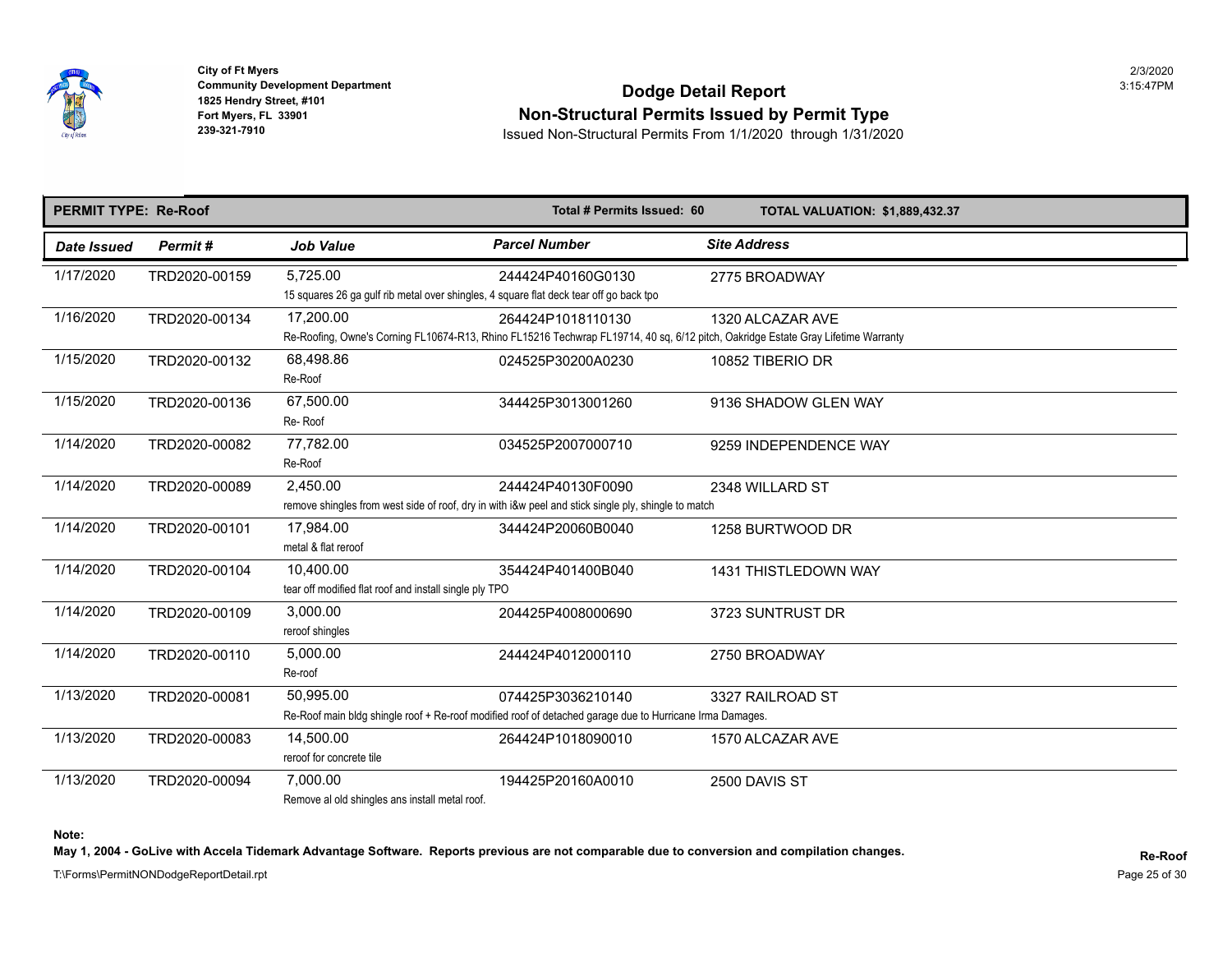City of Ft Myers
Community Development Department
1825 Hendry Street, #101
Fort Myers, FL 33901
239-321-7910

# Dodge Detail Report
## Non-Structural Permits Issued by Permit Type
Issued Non-Structural Permits From 1/1/2020 through 1/31/2020

2/3/2020
3:15:47PM

**PERMIT TYPE: Re-Roof** | **Total # Permits Issued: 60** | **TOTAL VALUATION: $1,889,432.37**

| Date Issued | Permit # | Job Value | Parcel Number | Site Address |
|---|---|---|---|---|
| 1/17/2020 | TRD2020-00159 | 5,725.00<br>15 squares 26 ga gulf rib metal over shingles, 4 square flat deck tear off go back tpo | 244424P40160G0130 | 2775 BROADWAY |
| 1/16/2020 | TRD2020-00134 | 17,200.00<br>Re-Roofing, Owne's Corning FL10674-R13, Rhino FL15216 Techwrap FL19714, 40 sq, 6/12 pitch, Oakridge Estate Gray Lifetime Warranty | 264424P1018110130 | 1320 ALCAZAR AVE |
| 1/15/2020 | TRD2020-00132 | 68,498.86<br>Re-Roof | 024525P30200A0230 | 10852 TIBERIO DR |
| 1/15/2020 | TRD2020-00136 | 67,500.00<br>Re- Roof | 344425P3013001260 | 9136 SHADOW GLEN WAY |
| 1/14/2020 | TRD2020-00082 | 77,782.00<br>Re-Roof | 034525P2007000710 | 9259 INDEPENDENCE WAY |
| 1/14/2020 | TRD2020-00089 | 2,450.00<br>remove shingles from west side of roof, dry in with i&w peel and stick single ply, shingle to match | 244424P40130F0090 | 2348 WILLARD ST |
| 1/14/2020 | TRD2020-00101 | 17,984.00<br>metal & flat reroof | 344424P20060B0040 | 1258 BURTWOOD DR |
| 1/14/2020 | TRD2020-00104 | 10,400.00<br>tear off modified flat roof and install single ply TPO | 354424P401400B040 | 1431 THISTLEDOWN WAY |
| 1/14/2020 | TRD2020-00109 | 3,000.00<br>reroof shingles | 204425P4008000690 | 3723 SUNTRUST DR |
| 1/14/2020 | TRD2020-00110 | 5,000.00<br>Re-roof | 244424P4012000110 | 2750 BROADWAY |
| 1/13/2020 | TRD2020-00081 | 50,995.00<br>Re-Roof main bldg shingle roof + Re-roof modified roof of detached garage due to Hurricane Irma Damages. | 074425P3036210140 | 3327 RAILROAD ST |
| 1/13/2020 | TRD2020-00083 | 14,500.00<br>reroof for concrete tile | 264424P1018090010 | 1570 ALCAZAR AVE |
| 1/13/2020 | TRD2020-00094 | 7,000.00<br>Remove al old shingles ans install metal roof. | 194425P20160A0010 | 2500 DAVIS ST |

**Note:**
**May 1, 2004 - GoLive with Accela Tidemark Advantage Software. Reports previous are not comparable due to conversion and compilation changes.**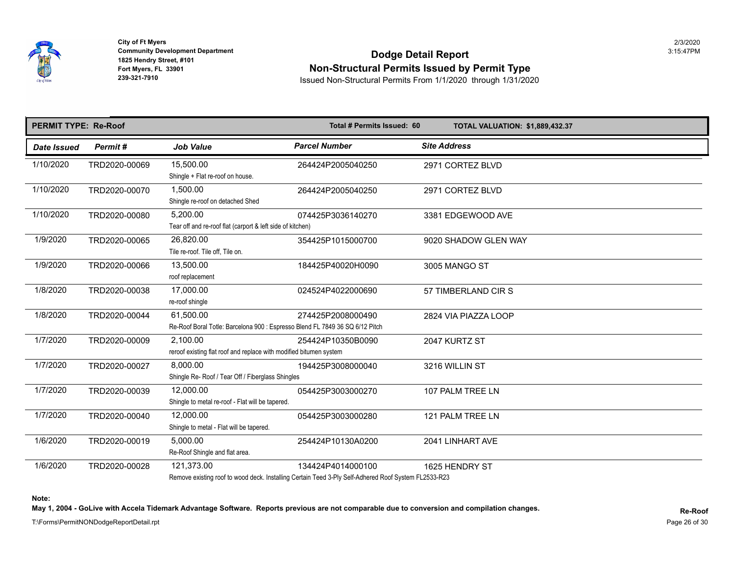City of Ft Myers
Community Development Department
1825 Hendry Street, #101
Fort Myers, FL 33901
239-321-7910

# Dodge Detail Report
## Non-Structural Permits Issued by Permit Type

Issued Non-Structural Permits From 1/1/2020 through 1/31/2020

**PERMIT TYPE: Re-Roof** | **Total # Permits Issued: 60** | **TOTAL VALUATION: $1,889,432.37**

| Date Issued | Permit # | Job Value | Parcel Number | Site Address |
|---|---|---|---|---|
| 1/10/2020 | TRD2020-00069 | 15,500.00<br>Shingle + Flat re-roof on house. | 264424P2005040250 | 2971 CORTEZ BLVD |
| 1/10/2020 | TRD2020-00070 | 1,500.00<br>Shingle re-roof on detached Shed | 264424P2005040250 | 2971 CORTEZ BLVD |
| 1/10/2020 | TRD2020-00080 | 5,200.00<br>Tear off and re-roof flat (carport & left side of kitchen) | 074425P3036140270 | 3381 EDGEWOOD AVE |
| 1/9/2020 | TRD2020-00065 | 26,820.00<br>Tile re-roof. Tile off, Tile on. | 354425P1015000700 | 9020 SHADOW GLEN WAY |
| 1/9/2020 | TRD2020-00066 | 13,500.00<br>roof replacement | 184425P40020H0090 | 3005 MANGO ST |
| 1/8/2020 | TRD2020-00038 | 17,000.00<br>re-roof shingle | 024524P4022000690 | 57 TIMBERLAND CIR S |
| 1/8/2020 | TRD2020-00044 | 61,500.00<br>Re-Roof Boral Totle: Barcelona 900 : Espresso Blend FL 7849 36 SQ 6/12 Pitch | 274425P2008000490 | 2824 VIA PIAZZA LOOP |
| 1/7/2020 | TRD2020-00009 | 2,100.00<br>reroof existing flat roof and replace with modified bitumen system | 254424P10350B0090 | 2047 KURTZ ST |
| 1/7/2020 | TRD2020-00027 | 8,000.00<br>Shingle Re- Roof / Tear Off / Fiberglass Shingles | 194425P3008000040 | 3216 WILLIN ST |
| 1/7/2020 | TRD2020-00039 | 12,000.00<br>Shingle to metal re-roof - Flat will be tapered. | 054425P3003000270 | 107 PALM TREE LN |
| 1/7/2020 | TRD2020-00040 | 12,000.00<br>Shingle to metal - Flat will be tapered. | 054425P3003000280 | 121 PALM TREE LN |
| 1/6/2020 | TRD2020-00019 | 5,000.00<br>Re-Roof Shingle and flat area. | 254424P10130A0200 | 2041 LINHART AVE |
| 1/6/2020 | TRD2020-00028 | 121,373.00<br>Remove existing roof to wood deck. Installing Certain Teed 3-Ply Self-Adhered Roof System FL2533-R23 | 134424P4014000100 | 1625 HENDRY ST |

**Note:**

**May 1, 2004 - GoLive with Accela Tidemark Advantage Software. Reports previous are not comparable due to conversion and compilation changes.**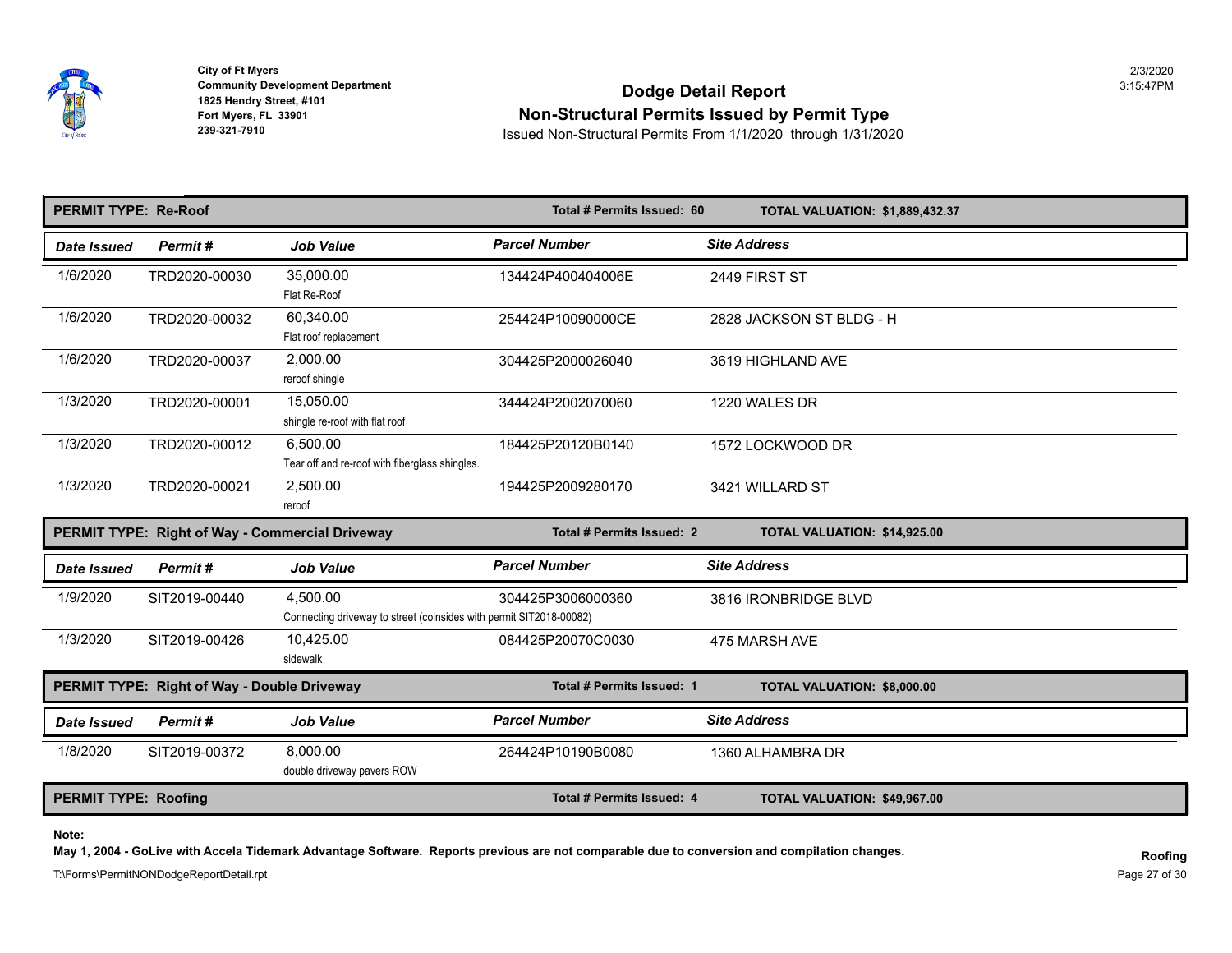City of Ft Myers
Community Development Department
1825 Hendry Street, #101
Fort Myers, FL 33901
239-321-7910

# Dodge Detail Report
## Non-Structural Permits Issued by Permit Type
Issued Non-Structural Permits From 1/1/2020 through 1/31/2020

2/3/2020
3:15:47PM

**PERMIT TYPE: Re-Roof** — Total # Permits Issued: 60 — TOTAL VALUATION: $1,889,432.37

| Date Issued | Permit # | Job Value | Parcel Number | Site Address |
|---|---|---|---|---|
| 1/6/2020 | TRD2020-00030 | 35,000.00<br>Flat Re-Roof | 134424P400404006E | 2449 FIRST ST |
| 1/6/2020 | TRD2020-00032 | 60,340.00<br>Flat roof replacement | 254424P10090000CE | 2828 JACKSON ST BLDG - H |
| 1/6/2020 | TRD2020-00037 | 2,000.00<br>reroof shingle | 304425P2000026040 | 3619 HIGHLAND AVE |
| 1/3/2020 | TRD2020-00001 | 15,050.00<br>shingle re-roof with flat roof | 344424P2002070060 | 1220 WALES DR |
| 1/3/2020 | TRD2020-00012 | 6,500.00<br>Tear off and re-roof with fiberglass shingles. | 184425P20120B0140 | 1572 LOCKWOOD DR |
| 1/3/2020 | TRD2020-00021 | 2,500.00<br>reroof | 194425P2009280170 | 3421 WILLARD ST |

**PERMIT TYPE: Right of Way - Commercial Driveway** — Total # Permits Issued: 2 — TOTAL VALUATION: $14,925.00

| Date Issued | Permit # | Job Value | Parcel Number | Site Address |
|---|---|---|---|---|
| 1/9/2020 | SIT2019-00440 | 4,500.00<br>Connecting driveway to street (coinsides with permit SIT2018-00082) | 304425P3006000360 | 3816 IRONBRIDGE BLVD |
| 1/3/2020 | SIT2019-00426 | 10,425.00<br>sidewalk | 084425P20070C0030 | 475 MARSH AVE |

**PERMIT TYPE: Right of Way - Double Driveway** — Total # Permits Issued: 1 — TOTAL VALUATION: $8,000.00

| Date Issued | Permit # | Job Value | Parcel Number | Site Address |
|---|---|---|---|---|
| 1/8/2020 | SIT2019-00372 | 8,000.00<br>double driveway pavers ROW | 264424P10190B0080 | 1360 ALHAMBRA DR |

**PERMIT TYPE: Roofing** — Total # Permits Issued: 4 — TOTAL VALUATION: $49,967.00

**Note:**
**May 1, 2004 - GoLive with Accela Tidemark Advantage Software. Reports previous are not comparable due to conversion and compilation changes.**

T:\Forms\PermitNONDodgeReportDetail.rpt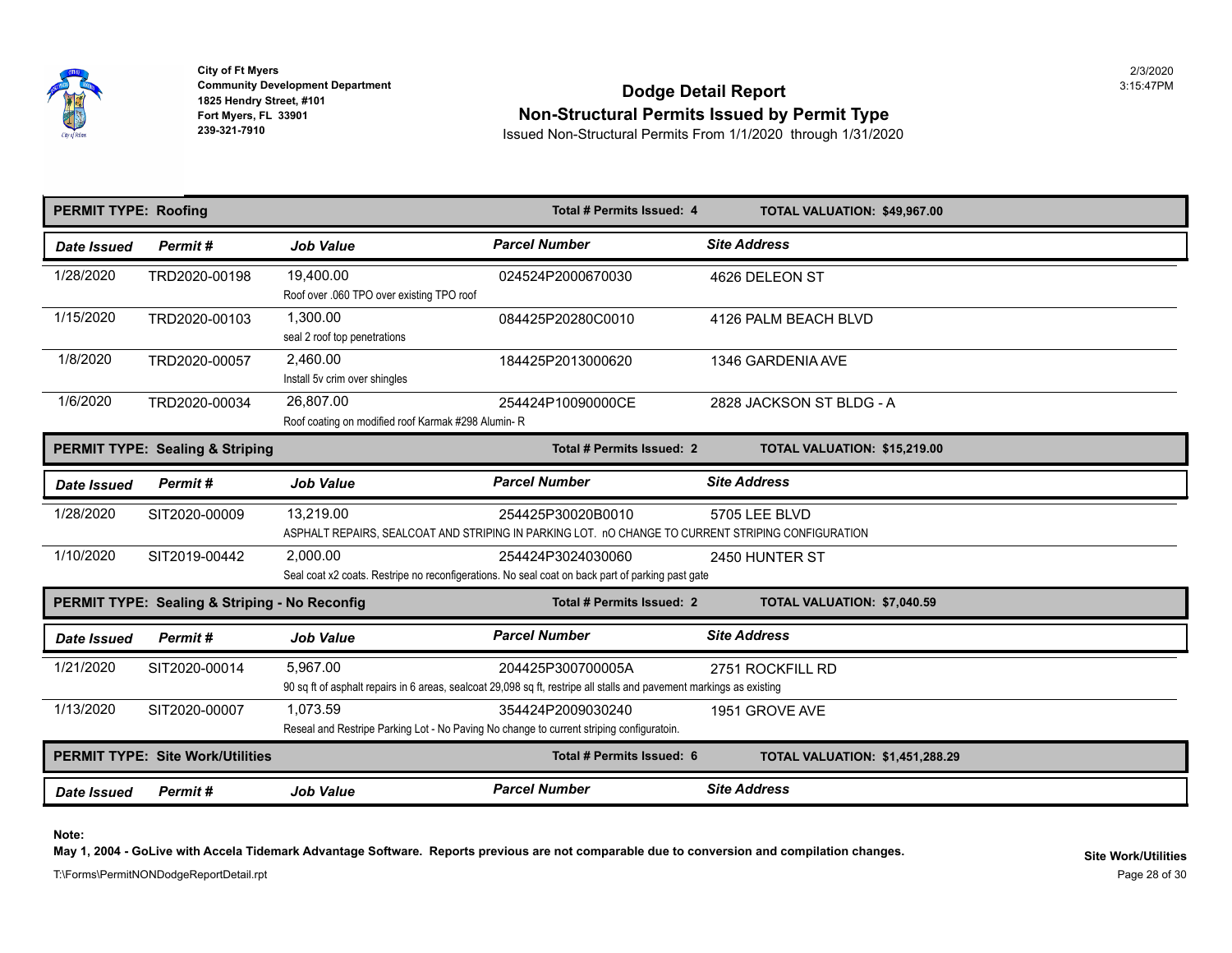City of Ft Myers
Community Development Department
1825 Hendry Street, #101
Fort Myers, FL 33901
239-321-7910

# Dodge Detail Report
## Non-Structural Permits Issued by Permit Type

Issued Non-Structural Permits From 1/1/2020 through 1/31/2020

**PERMIT TYPE: Roofing** — Total # Permits Issued: 4 — TOTAL VALUATION: $49,967.00

| Date Issued | Permit # | Job Value | Parcel Number | Site Address |
|---|---|---|---|---|
| 1/28/2020 | TRD2020-00198 | 19,400.00<br>Roof over .060 TPO over existing TPO roof | 024524P2000670030 | 4626 DELEON ST |
| 1/15/2020 | TRD2020-00103 | 1,300.00<br>seal 2 roof top penetrations | 084425P20280C0010 | 4126 PALM BEACH BLVD |
| 1/8/2020 | TRD2020-00057 | 2,460.00<br>Install 5v crim over shingles | 184425P2013000620 | 1346 GARDENIA AVE |
| 1/6/2020 | TRD2020-00034 | 26,807.00<br>Roof coating on modified roof Karmak #298 Alumin- R | 254424P10090000CE | 2828 JACKSON ST BLDG - A |

**PERMIT TYPE: Sealing & Striping** — Total # Permits Issued: 2 — TOTAL VALUATION: $15,219.00

| Date Issued | Permit # | Job Value | Parcel Number | Site Address |
|---|---|---|---|---|
| 1/28/2020 | SIT2020-00009 | 13,219.00<br>ASPHALT REPAIRS, SEALCOAT AND STRIPING IN PARKING LOT. nO CHANGE TO CURRENT STRIPING CONFIGURATION | 254425P30020B0010 | 5705 LEE BLVD |
| 1/10/2020 | SIT2019-00442 | 2,000.00<br>Seal coat x2 coats. Restripe no reconfigerations. No seal coat on back part of parking past gate | 254424P3024030060 | 2450 HUNTER ST |

**PERMIT TYPE: Sealing & Striping - No Reconfig** — Total # Permits Issued: 2 — TOTAL VALUATION: $7,040.59

| Date Issued | Permit # | Job Value | Parcel Number | Site Address |
|---|---|---|---|---|
| 1/21/2020 | SIT2020-00014 | 5,967.00<br>90 sq ft of asphalt repairs in 6 areas, sealcoat 29,098 sq ft, restripe all stalls and pavement markings as existing | 204425P300700005A | 2751 ROCKFILL RD |
| 1/13/2020 | SIT2020-00007 | 1,073.59<br>Reseal and Restripe Parking Lot - No Paving No change to current striping configuratoin. | 354424P2009030240 | 1951 GROVE AVE |

**PERMIT TYPE: Site Work/Utilities** — Total # Permits Issued: 6 — TOTAL VALUATION: $1,451,288.29

| Date Issued | Permit # | Job Value | Parcel Number | Site Address |
|---|---|---|---|---|

**Note:**
**May 1, 2004 - GoLive with Accela Tidemark Advantage Software. Reports previous are not comparable due to conversion and compilation changes.**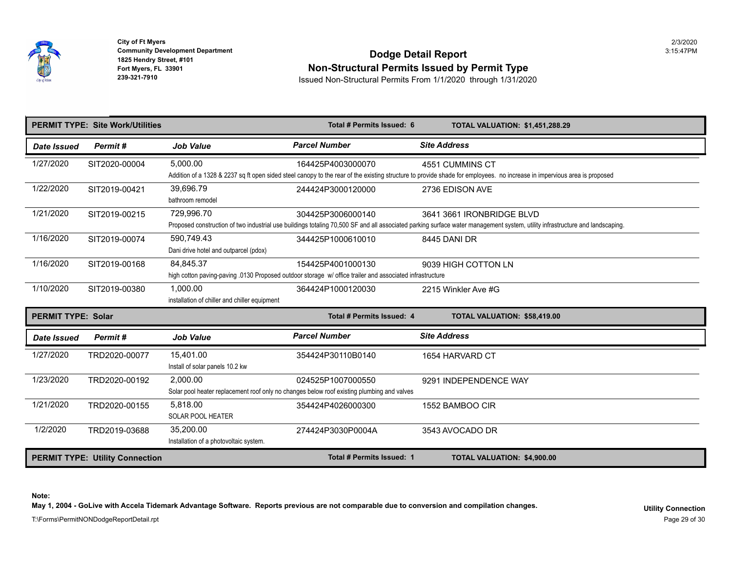City of Ft Myers
Community Development Department
1825 Hendry Street, #101
Fort Myers, FL 33901
239-321-7910

# Dodge Detail Report
## Non-Structural Permits Issued by Permit Type
Issued Non-Structural Permits From 1/1/2020 through 1/31/2020

2/3/2020
3:15:47PM

**PERMIT TYPE: Site Work/Utilities** — Total # Permits Issued: 6 — TOTAL VALUATION: $1,451,288.29

| Date Issued | Permit # | Job Value | Parcel Number | Site Address |
|---|---|---|---|---|
| 1/27/2020 | SIT2020-00004 | 5,000.00 | 164425P4003000070 | 4551 CUMMINS CT |
| | | Addition of a 1328 & 2237 sq ft open sided steel canopy to the rear of the existing structure to provide shade for employees. no increase in impervious area is proposed | | |
| 1/22/2020 | SIT2019-00421 | 39,696.79 | 244424P3000120000 | 2736 EDISON AVE |
| | | bathroom remodel | | |
| 1/21/2020 | SIT2019-00215 | 729,996.70 | 304425P3006000140 | 3641 3661 IRONBRIDGE BLVD |
| | | Proposed construction of two industrial use buildings totaling 70,500 SF and all associated parking surface water management system, utility infrastructure and landscaping. | | |
| 1/16/2020 | SIT2019-00074 | 590,749.43 | 344425P1000610010 | 8445 DANI DR |
| | | Dani drive hotel and outparcel (pdox) | | |
| 1/16/2020 | SIT2019-00168 | 84,845.37 | 154425P4001000130 | 9039 HIGH COTTON LN |
| | | high cotton paving-paving .0130 Proposed outdoor storage w/ office trailer and associated infrastructure | | |
| 1/10/2020 | SIT2019-00380 | 1,000.00 | 364424P1000120030 | 2215 Winkler Ave #G |
| | | installation of chiller and chiller equipment | | |

**PERMIT TYPE: Solar** — Total # Permits Issued: 4 — TOTAL VALUATION: $58,419.00

| Date Issued | Permit # | Job Value | Parcel Number | Site Address |
|---|---|---|---|---|
| 1/27/2020 | TRD2020-00077 | 15,401.00 | 354424P30110B0140 | 1654 HARVARD CT |
| | | Install of solar panels 10.2 kw | | |
| 1/23/2020 | TRD2020-00192 | 2,000.00 | 024525P1007000550 | 9291 INDEPENDENCE WAY |
| | | Solar pool heater replacement roof only no changes below roof existing plumbing and valves | | |
| 1/21/2020 | TRD2020-00155 | 5,818.00 | 354424P4026000300 | 1552 BAMBOO CIR |
| | | SOLAR POOL HEATER | | |
| 1/2/2020 | TRD2019-03688 | 35,200.00 | 274424P3030P0004A | 3543 AVOCADO DR |
| | | Installation of a photovoltaic system. | | |

**PERMIT TYPE: Utility Connection** — Total # Permits Issued: 1 — TOTAL VALUATION: $4,900.00

**Note:**
**May 1, 2004 - GoLive with Accela Tidemark Advantage Software. Reports previous are not comparable due to conversion and compilation changes.**

T:\Forms\PermitNONDodgeReportDetail.rpt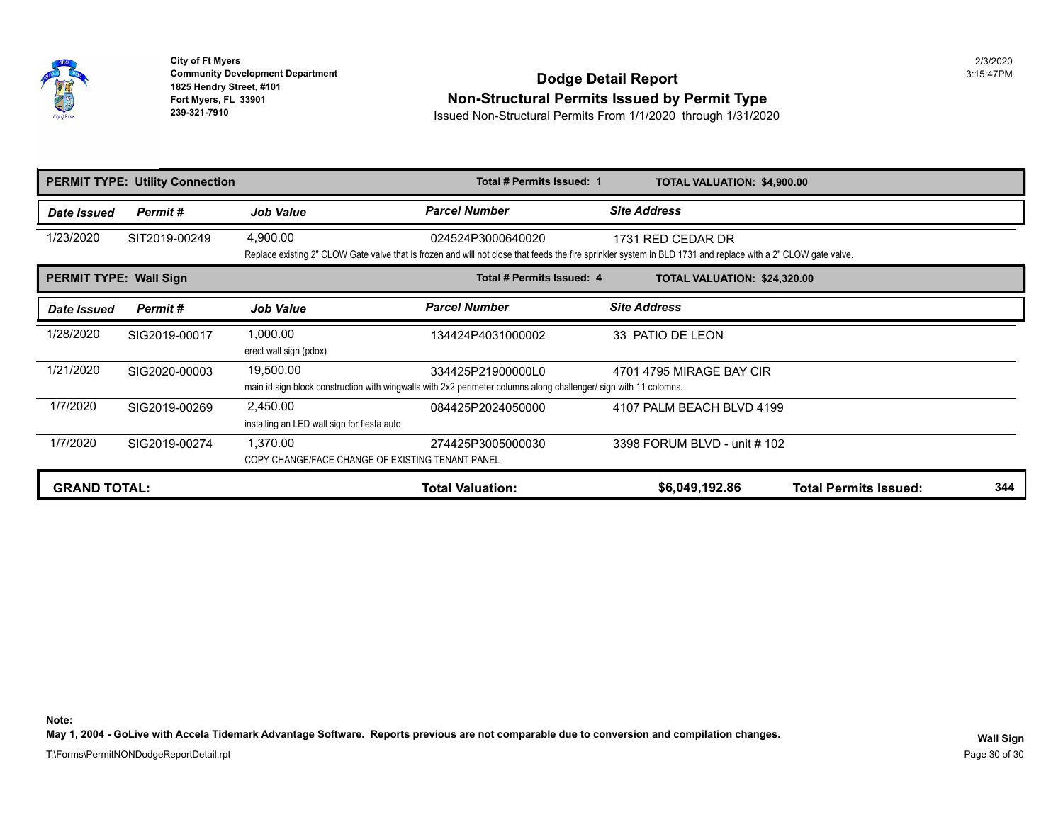City of Ft Myers
Community Development Department
1825 Hendry Street, #101
Fort Myers, FL 33901
239-321-7910

2/3/2020
3:15:47PM

# Dodge Detail Report
## Non-Structural Permits Issued by Permit Type
Issued Non-Structural Permits From 1/1/2020 through 1/31/2020

**PERMIT TYPE: Utility Connection** — **Total # Permits Issued: 1** — **TOTAL VALUATION: $4,900.00**

| Date Issued | Permit # | Job Value | Parcel Number | Site Address |
|---|---|---|---|---|
| 1/23/2020 | SIT2019-00249 | 4,900.00 | 024524P3000640020 | 1731 RED CEDAR DR |
| | | Replace existing 2" CLOW Gate valve that is frozen and will not close that feeds the fire sprinkler system in BLD 1731 and replace with a 2" CLOW gate valve. | | |

**PERMIT TYPE: Wall Sign** — **Total # Permits Issued: 4** — **TOTAL VALUATION: $24,320.00**

| Date Issued | Permit # | Job Value | Parcel Number | Site Address |
|---|---|---|---|---|
| 1/28/2020 | SIG2019-00017 | 1,000.00 | 134424P4031000002 | 33 PATIO DE LEON |
| | | erect wall sign (pdox) | | |
| 1/21/2020 | SIG2020-00003 | 19,500.00 | 334425P21900000L0 | 4701 4795 MIRAGE BAY CIR |
| | | main id sign block construction with wingwalls with 2x2 perimeter columns along challenger/ sign with 11 colomns. | | |
| 1/7/2020 | SIG2019-00269 | 2,450.00 | 084425P2024050000 | 4107 PALM BEACH BLVD 4199 |
| | | installing an LED wall sign for fiesta auto | | |
| 1/7/2020 | SIG2019-00274 | 1,370.00 | 274425P3005000030 | 3398 FORUM BLVD - unit # 102 |
| | | COPY CHANGE/FACE CHANGE OF EXISTING TENANT PANEL | | |

**GRAND TOTAL:** **Total Valuation: $6,049,192.86** **Total Permits Issued: 344**

**Note:**
**May 1, 2004 - GoLive with Accela Tidemark Advantage Software. Reports previous are not comparable due to conversion and compilation changes.**

T:\Forms\PermitNONDodgeReportDetail.rpt